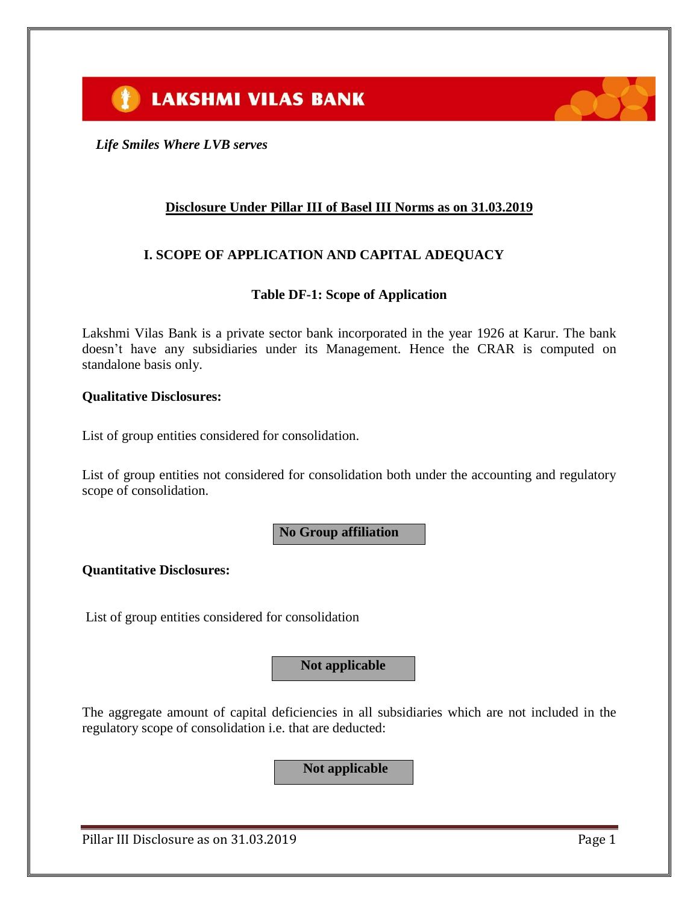LAKSHMI VILAS BANK

*Life Smiles Where LVB serves*

# Disclosure Under Pillar III of Basel III Norms as on 31.03.2019

## I. SCOPE OF APPLICATION AND CAPITAL ADEQUACY

### Table DF-1: Scope of Application

Lakshmi Vilas Bank is a private sector bank incorporated in the year 1926 at Karur. The bank doesn't have any subsidiaries under its Management. Hence the CRAR is computed on standalone basis only.

**Qualitative Disclosures:**

List of group entities considered for consolidation.

List of group entities not considered for consolidation both under the accounting and regulatory scope of consolidation.

**No Group affiliation**

**Quantitative Disclosures:**

List of group entities considered for consolidation

**Not applicable**

The aggregate amount of capital deficiencies in all subsidiaries which are not included in the regulatory scope of consolidation i.e. that are deducted:

**Not applicable**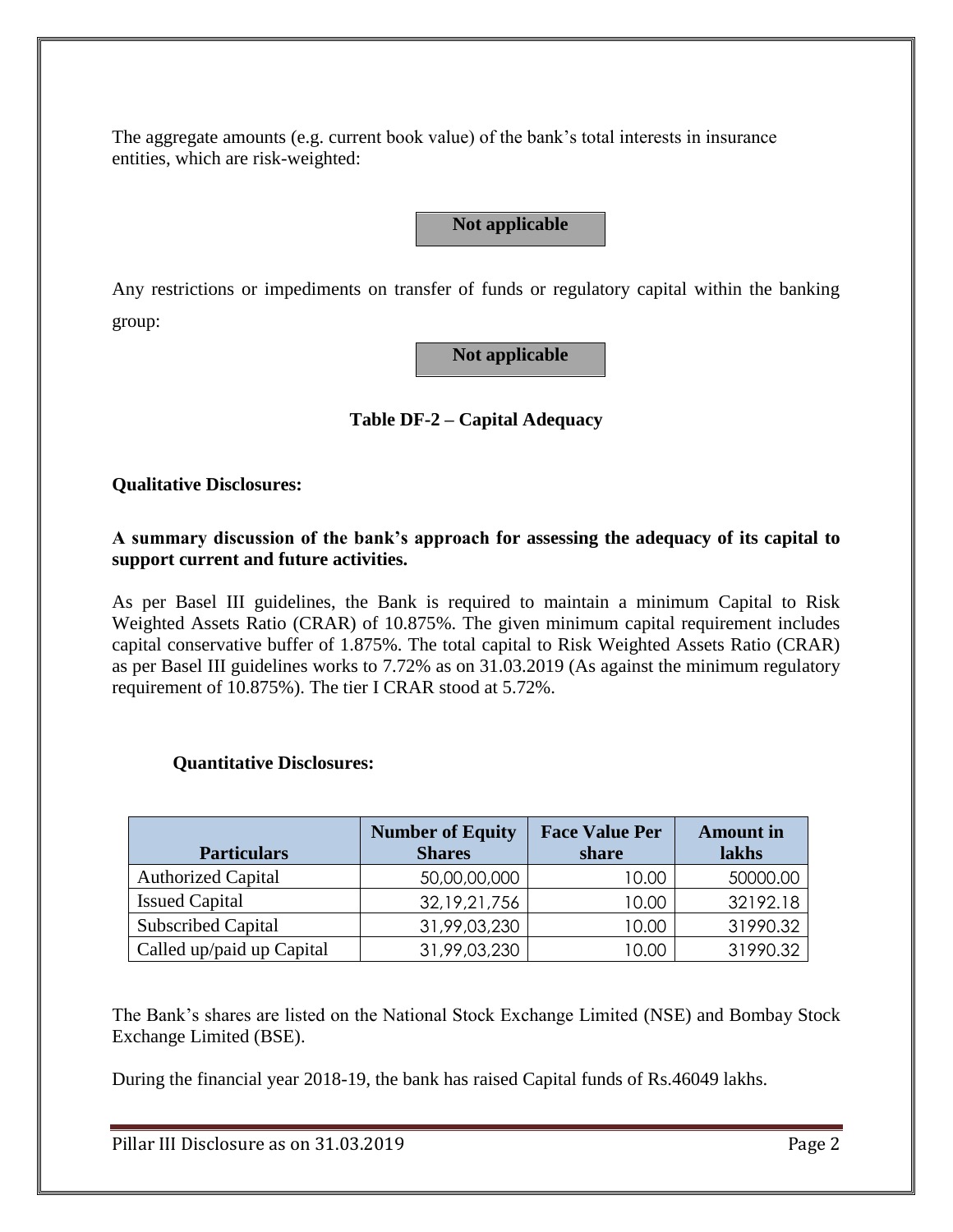The aggregate amounts (e.g. current book value) of the bank's total interests in insurance entities, which are risk-weighted:

**Not applicable**

Any restrictions or impediments on transfer of funds or regulatory capital within the banking group:

**Not applicable**

### Table DF-2 – Capital Adequacy

**Qualitative Disclosures:**

**A summary discussion of the bank's approach for assessing the adequacy of its capital to support current and future activities.**

As per Basel III guidelines, the Bank is required to maintain a minimum Capital to Risk Weighted Assets Ratio (CRAR) of 10.875%. The given minimum capital requirement includes capital conservative buffer of 1.875%. The total capital to Risk Weighted Assets Ratio (CRAR) as per Basel III guidelines works to 7.72% as on 31.03.2019 (As against the minimum regulatory requirement of 10.875%). The tier I CRAR stood at 5.72%.

**Quantitative Disclosures:**

| Particulars | Number of Equity Shares | Face Value Per share | Amount in lakhs |
|---|---|---|---|
| Authorized Capital | 50,00,00,000 | 10.00 | 50000.00 |
| Issued Capital | 32,19,21,756 | 10.00 | 32192.18 |
| Subscribed Capital | 31,99,03,230 | 10.00 | 31990.32 |
| Called up/paid up Capital | 31,99,03,230 | 10.00 | 31990.32 |

The Bank's shares are listed on the National Stock Exchange Limited (NSE) and Bombay Stock Exchange Limited (BSE).

During the financial year 2018-19, the bank has raised Capital funds of Rs.46049 lakhs.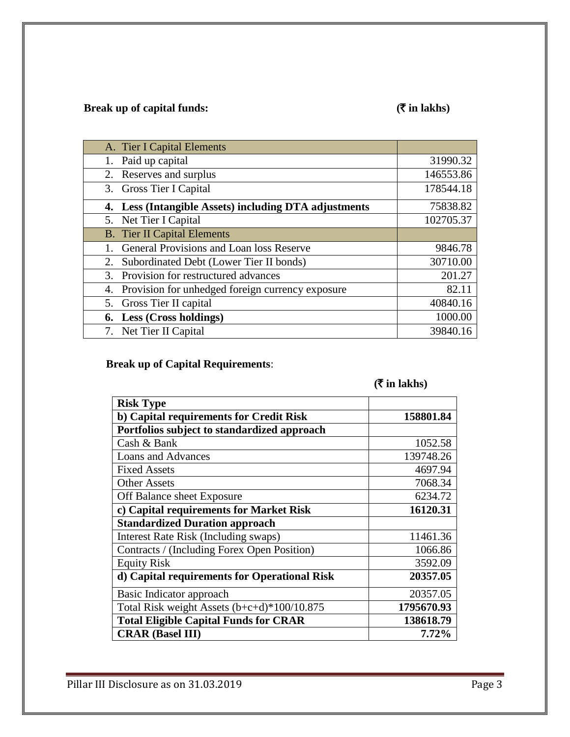**Break up of capital funds:** **(₹ in lakhs)**

| A. Tier I Capital Elements | |
|---|---|
| 1. Paid up capital | 31990.32 |
| 2. Reserves and surplus | 146553.86 |
| 3. Gross Tier I Capital | 178544.18 |
| **4. Less (Intangible Assets) including DTA adjustments** | 75838.82 |
| 5. Net Tier I Capital | 102705.37 |
| B. Tier II Capital Elements | |
| 1. General Provisions and Loan loss Reserve | 9846.78 |
| 2. Subordinated Debt (Lower Tier II bonds) | 30710.00 |
| 3. Provision for restructured advances | 201.27 |
| 4. Provision for unhedged foreign currency exposure | 82.11 |
| 5. Gross Tier II capital | 40840.16 |
| **6. Less (Cross holdings)** | 1000.00 |
| 7. Net Tier II Capital | 39840.16 |

**Break up of Capital Requirements**:

**(₹ in lakhs)**

| **Risk Type** | |
|---|---|
| **b) Capital requirements for Credit Risk** | **158801.84** |
| **Portfolios subject to standardized approach** | |
| Cash & Bank | 1052.58 |
| Loans and Advances | 139748.26 |
| Fixed Assets | 4697.94 |
| Other Assets | 7068.34 |
| Off Balance sheet Exposure | 6234.72 |
| **c) Capital requirements for Market Risk** | **16120.31** |
| **Standardized Duration approach** | |
| Interest Rate Risk (Including swaps) | 11461.36 |
| Contracts / (Including Forex Open Position) | 1066.86 |
| Equity Risk | 3592.09 |
| **d) Capital requirements for Operational Risk** | **20357.05** |
| Basic Indicator approach | 20357.05 |
| Total Risk weight Assets (b+c+d)*100/10.875 | **1795670.93** |
| **Total Eligible Capital Funds for CRAR** | **138618.79** |
| **CRAR (Basel III)** | **7.72%** |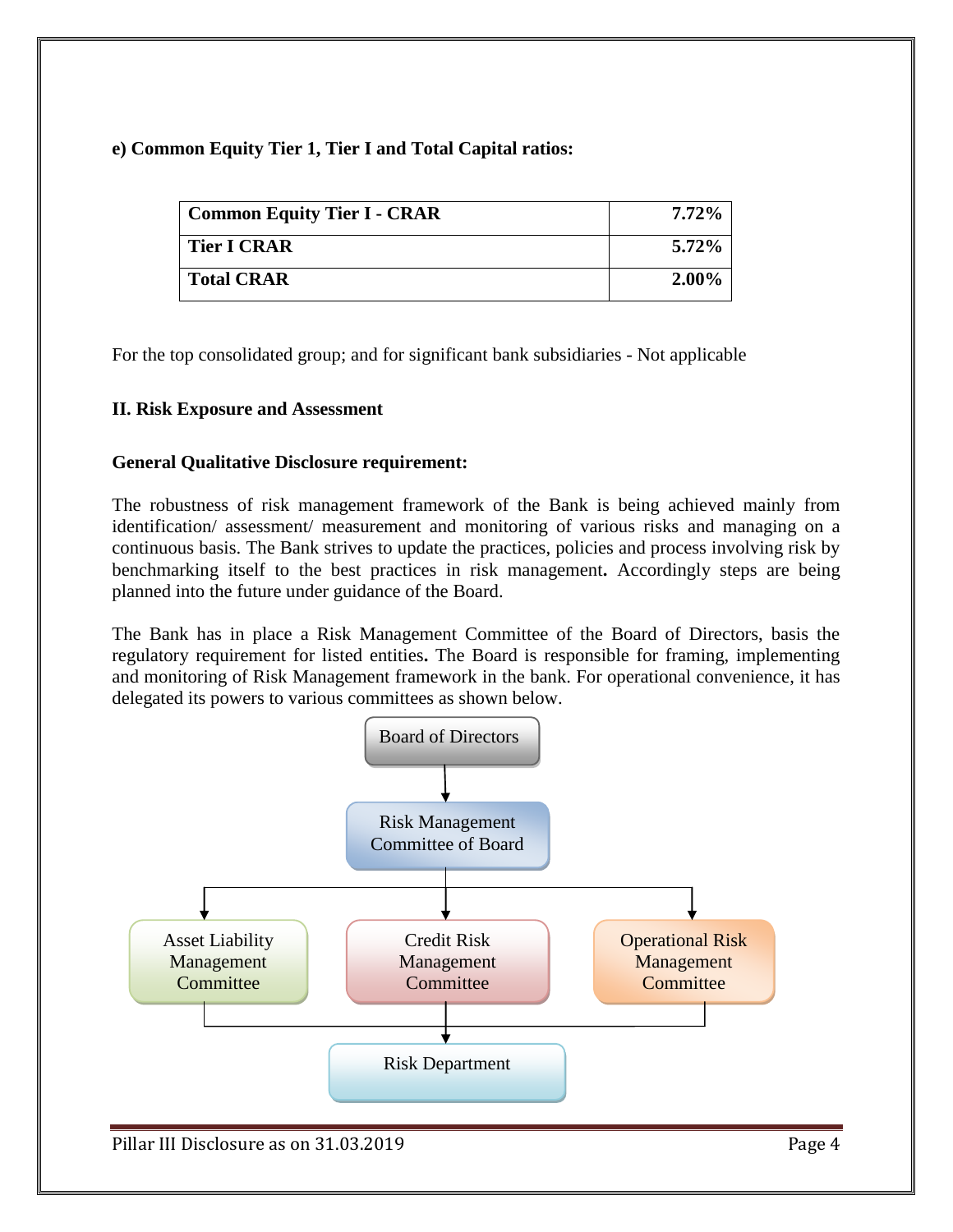**e) Common Equity Tier 1, Tier I and Total Capital ratios:**

| **Common Equity Tier I - CRAR** | **7.72%** |
|---|---|
| **Tier I CRAR** | **5.72%** |
| **Total CRAR** | **2.00%** |

For the top consolidated group; and for significant bank subsidiaries - Not applicable

**II. Risk Exposure and Assessment**

**General Qualitative Disclosure requirement:**

The robustness of risk management framework of the Bank is being achieved mainly from identification/ assessment/ measurement and monitoring of various risks and managing on a continuous basis. The Bank strives to update the practices, policies and process involving risk by benchmarking itself to the best practices in risk management**.** Accordingly steps are being planned into the future under guidance of the Board.

The Bank has in place a Risk Management Committee of the Board of Directors, basis the regulatory requirement for listed entities**.** The Board is responsible for framing, implementing and monitoring of Risk Management framework in the bank. For operational convenience, it has delegated its powers to various committees as shown below.

Board of Directors

Risk Management Committee of Board

Asset Liability Management Committee

Credit Risk Management Committee

Operational Risk Management Committee

Risk Department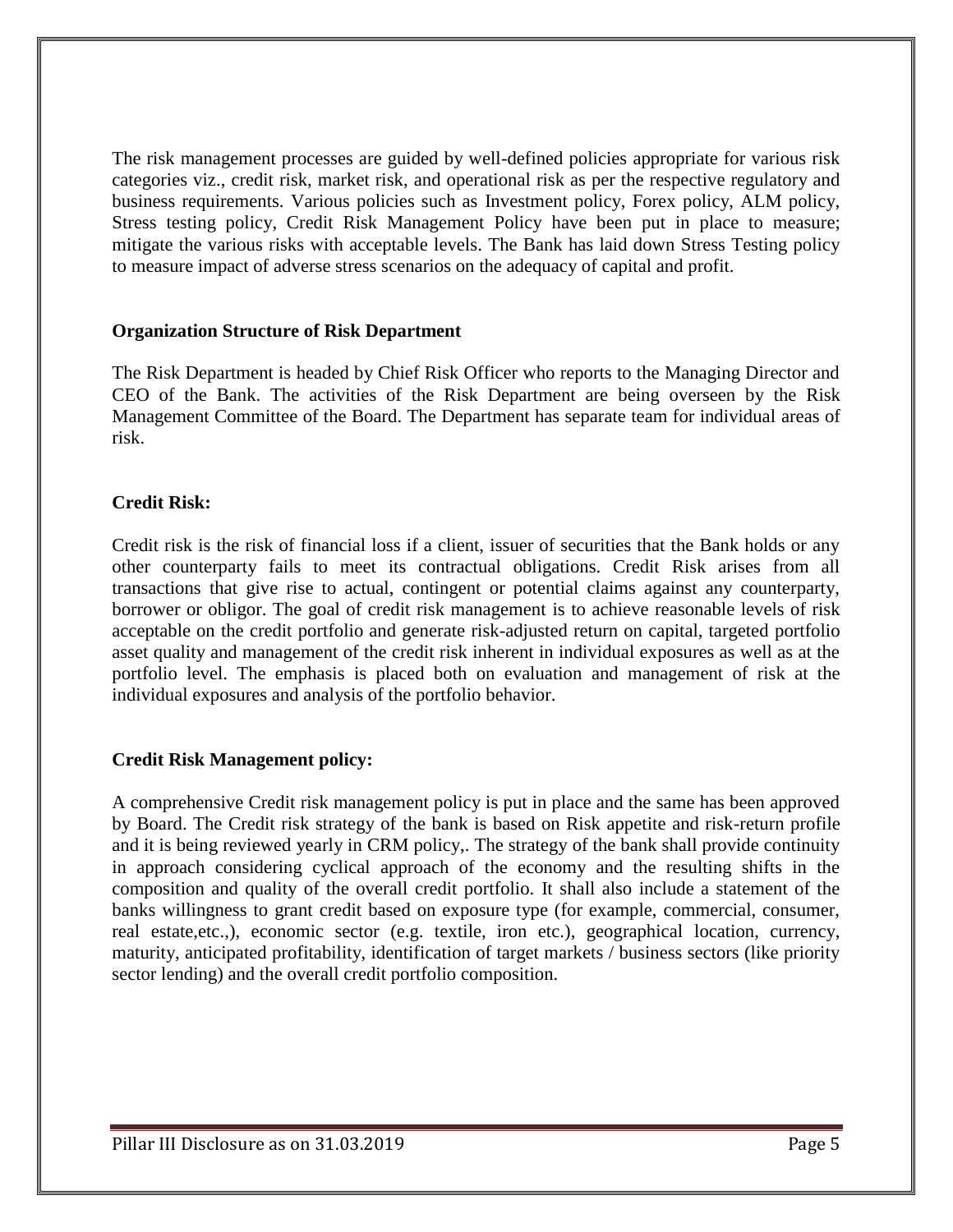The risk management processes are guided by well-defined policies appropriate for various risk categories viz., credit risk, market risk, and operational risk as per the respective regulatory and business requirements. Various policies such as Investment policy, Forex policy, ALM policy, Stress testing policy, Credit Risk Management Policy have been put in place to measure; mitigate the various risks with acceptable levels. The Bank has laid down Stress Testing policy to measure impact of adverse stress scenarios on the adequacy of capital and profit.

**Organization Structure of Risk Department**

The Risk Department is headed by Chief Risk Officer who reports to the Managing Director and CEO of the Bank. The activities of the Risk Department are being overseen by the Risk Management Committee of the Board. The Department has separate team for individual areas of risk.

**Credit Risk:**

Credit risk is the risk of financial loss if a client, issuer of securities that the Bank holds or any other counterparty fails to meet its contractual obligations. Credit Risk arises from all transactions that give rise to actual, contingent or potential claims against any counterparty, borrower or obligor. The goal of credit risk management is to achieve reasonable levels of risk acceptable on the credit portfolio and generate risk-adjusted return on capital, targeted portfolio asset quality and management of the credit risk inherent in individual exposures as well as at the portfolio level. The emphasis is placed both on evaluation and management of risk at the individual exposures and analysis of the portfolio behavior.

**Credit Risk Management policy:**

A comprehensive Credit risk management policy is put in place and the same has been approved by Board. The Credit risk strategy of the bank is based on Risk appetite and risk-return profile and it is being reviewed yearly in CRM policy,. The strategy of the bank shall provide continuity in approach considering cyclical approach of the economy and the resulting shifts in the composition and quality of the overall credit portfolio. It shall also include a statement of the banks willingness to grant credit based on exposure type (for example, commercial, consumer, real estate,etc.,), economic sector (e.g. textile, iron etc.), geographical location, currency, maturity, anticipated profitability, identification of target markets / business sectors (like priority sector lending) and the overall credit portfolio composition.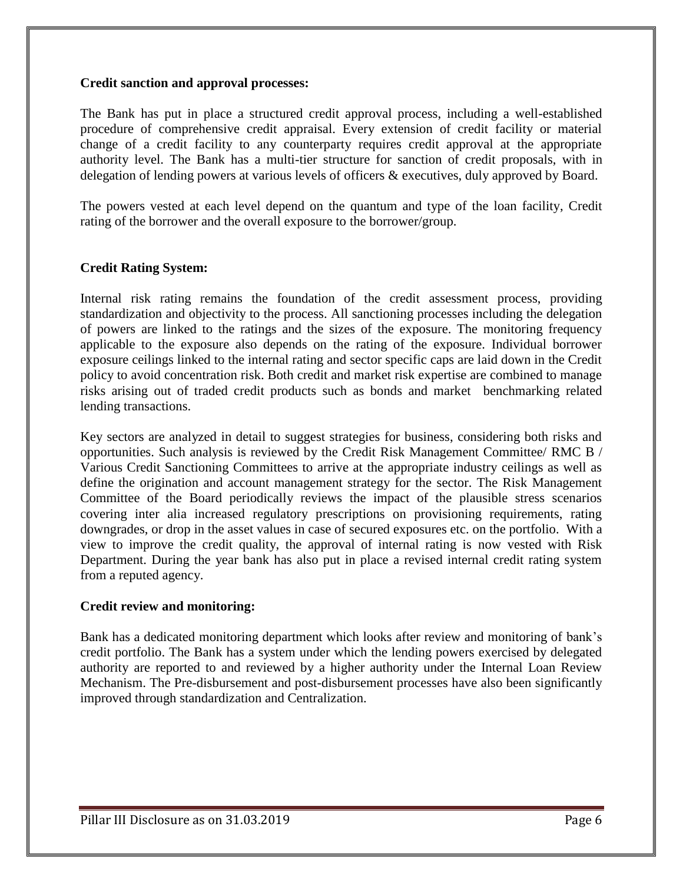**Credit sanction and approval processes:**

The Bank has put in place a structured credit approval process, including a well-established procedure of comprehensive credit appraisal. Every extension of credit facility or material change of a credit facility to any counterparty requires credit approval at the appropriate authority level. The Bank has a multi-tier structure for sanction of credit proposals, with in delegation of lending powers at various levels of officers & executives, duly approved by Board.

The powers vested at each level depend on the quantum and type of the loan facility, Credit rating of the borrower and the overall exposure to the borrower/group.

**Credit Rating System:**

Internal risk rating remains the foundation of the credit assessment process, providing standardization and objectivity to the process. All sanctioning processes including the delegation of powers are linked to the ratings and the sizes of the exposure. The monitoring frequency applicable to the exposure also depends on the rating of the exposure. Individual borrower exposure ceilings linked to the internal rating and sector specific caps are laid down in the Credit policy to avoid concentration risk. Both credit and market risk expertise are combined to manage risks arising out of traded credit products such as bonds and market benchmarking related lending transactions.

Key sectors are analyzed in detail to suggest strategies for business, considering both risks and opportunities. Such analysis is reviewed by the Credit Risk Management Committee/ RMC B / Various Credit Sanctioning Committees to arrive at the appropriate industry ceilings as well as define the origination and account management strategy for the sector. The Risk Management Committee of the Board periodically reviews the impact of the plausible stress scenarios covering inter alia increased regulatory prescriptions on provisioning requirements, rating downgrades, or drop in the asset values in case of secured exposures etc. on the portfolio. With a view to improve the credit quality, the approval of internal rating is now vested with Risk Department. During the year bank has also put in place a revised internal credit rating system from a reputed agency.

**Credit review and monitoring:**

Bank has a dedicated monitoring department which looks after review and monitoring of bank's credit portfolio. The Bank has a system under which the lending powers exercised by delegated authority are reported to and reviewed by a higher authority under the Internal Loan Review Mechanism. The Pre-disbursement and post-disbursement processes have also been significantly improved through standardization and Centralization.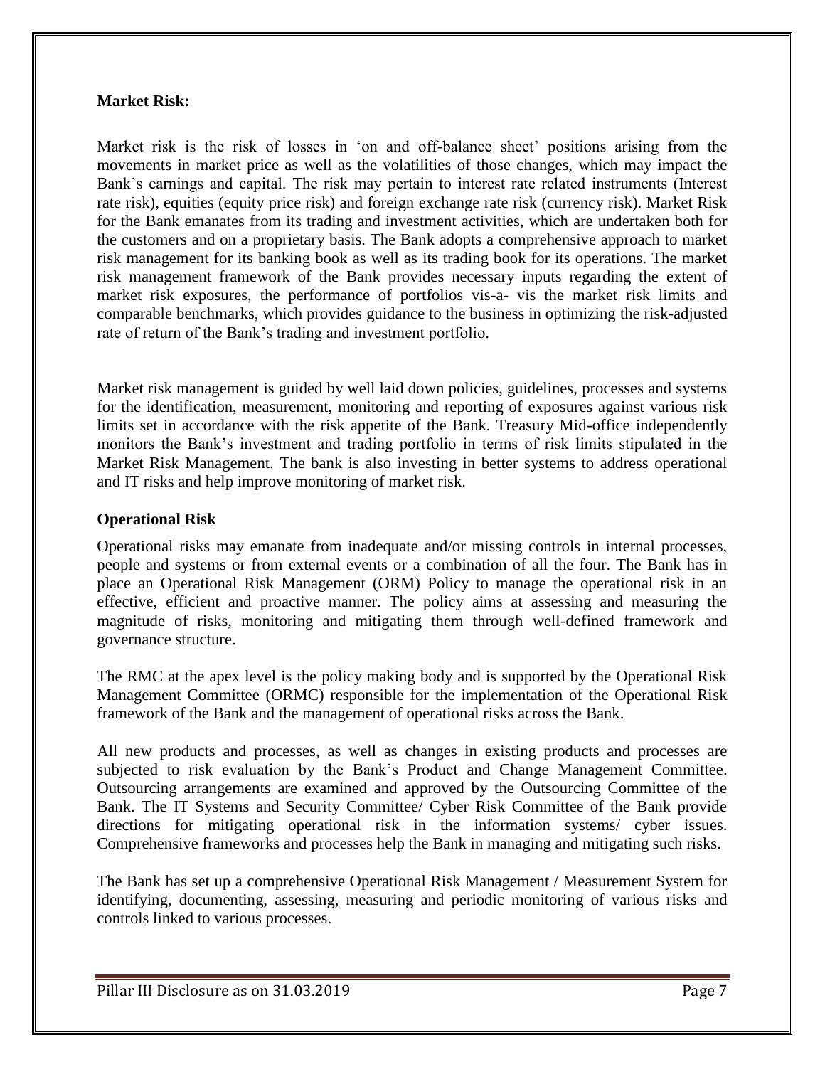**Market Risk:**

Market risk is the risk of losses in 'on and off-balance sheet' positions arising from the movements in market price as well as the volatilities of those changes, which may impact the Bank's earnings and capital. The risk may pertain to interest rate related instruments (Interest rate risk), equities (equity price risk) and foreign exchange rate risk (currency risk). Market Risk for the Bank emanates from its trading and investment activities, which are undertaken both for the customers and on a proprietary basis. The Bank adopts a comprehensive approach to market risk management for its banking book as well as its trading book for its operations. The market risk management framework of the Bank provides necessary inputs regarding the extent of market risk exposures, the performance of portfolios vis-a- vis the market risk limits and comparable benchmarks, which provides guidance to the business in optimizing the risk-adjusted rate of return of the Bank's trading and investment portfolio.

Market risk management is guided by well laid down policies, guidelines, processes and systems for the identification, measurement, monitoring and reporting of exposures against various risk limits set in accordance with the risk appetite of the Bank. Treasury Mid-office independently monitors the Bank's investment and trading portfolio in terms of risk limits stipulated in the Market Risk Management. The bank is also investing in better systems to address operational and IT risks and help improve monitoring of market risk.

**Operational Risk**

Operational risks may emanate from inadequate and/or missing controls in internal processes, people and systems or from external events or a combination of all the four. The Bank has in place an Operational Risk Management (ORM) Policy to manage the operational risk in an effective, efficient and proactive manner. The policy aims at assessing and measuring the magnitude of risks, monitoring and mitigating them through well-defined framework and governance structure.

The RMC at the apex level is the policy making body and is supported by the Operational Risk Management Committee (ORMC) responsible for the implementation of the Operational Risk framework of the Bank and the management of operational risks across the Bank.

All new products and processes, as well as changes in existing products and processes are subjected to risk evaluation by the Bank's Product and Change Management Committee. Outsourcing arrangements are examined and approved by the Outsourcing Committee of the Bank. The IT Systems and Security Committee/ Cyber Risk Committee of the Bank provide directions for mitigating operational risk in the information systems/ cyber issues. Comprehensive frameworks and processes help the Bank in managing and mitigating such risks.

The Bank has set up a comprehensive Operational Risk Management / Measurement System for identifying, documenting, assessing, measuring and periodic monitoring of various risks and controls linked to various processes.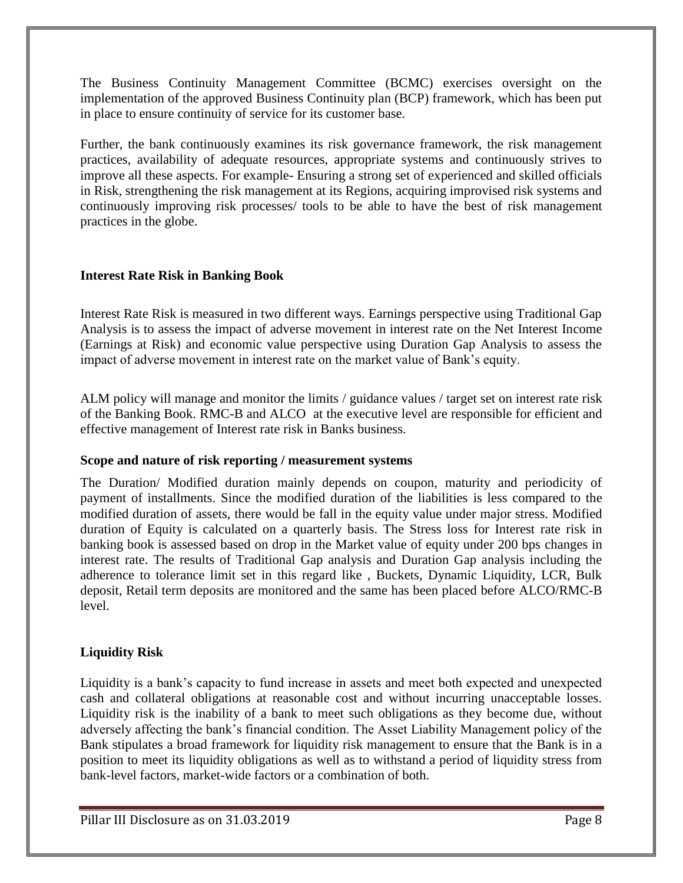The Business Continuity Management Committee (BCMC) exercises oversight on the implementation of the approved Business Continuity plan (BCP) framework, which has been put in place to ensure continuity of service for its customer base.

Further, the bank continuously examines its risk governance framework, the risk management practices, availability of adequate resources, appropriate systems and continuously strives to improve all these aspects. For example- Ensuring a strong set of experienced and skilled officials in Risk, strengthening the risk management at its Regions, acquiring improvised risk systems and continuously improving risk processes/ tools to be able to have the best of risk management practices in the globe.

## Interest Rate Risk in Banking Book

Interest Rate Risk is measured in two different ways. Earnings perspective using Traditional Gap Analysis is to assess the impact of adverse movement in interest rate on the Net Interest Income (Earnings at Risk) and economic value perspective using Duration Gap Analysis to assess the impact of adverse movement in interest rate on the market value of Bank's equity.

ALM policy will manage and monitor the limits / guidance values / target set on interest rate risk of the Banking Book. RMC-B and ALCO at the executive level are responsible for efficient and effective management of Interest rate risk in Banks business.

### Scope and nature of risk reporting / measurement systems

The Duration/ Modified duration mainly depends on coupon, maturity and periodicity of payment of installments. Since the modified duration of the liabilities is less compared to the modified duration of assets, there would be fall in the equity value under major stress. Modified duration of Equity is calculated on a quarterly basis. The Stress loss for Interest rate risk in banking book is assessed based on drop in the Market value of equity under 200 bps changes in interest rate. The results of Traditional Gap analysis and Duration Gap analysis including the adherence to tolerance limit set in this regard like , Buckets, Dynamic Liquidity, LCR, Bulk deposit, Retail term deposits are monitored and the same has been placed before ALCO/RMC-B level.

## Liquidity Risk

Liquidity is a bank's capacity to fund increase in assets and meet both expected and unexpected cash and collateral obligations at reasonable cost and without incurring unacceptable losses. Liquidity risk is the inability of a bank to meet such obligations as they become due, without adversely affecting the bank's financial condition. The Asset Liability Management policy of the Bank stipulates a broad framework for liquidity risk management to ensure that the Bank is in a position to meet its liquidity obligations as well as to withstand a period of liquidity stress from bank-level factors, market-wide factors or a combination of both.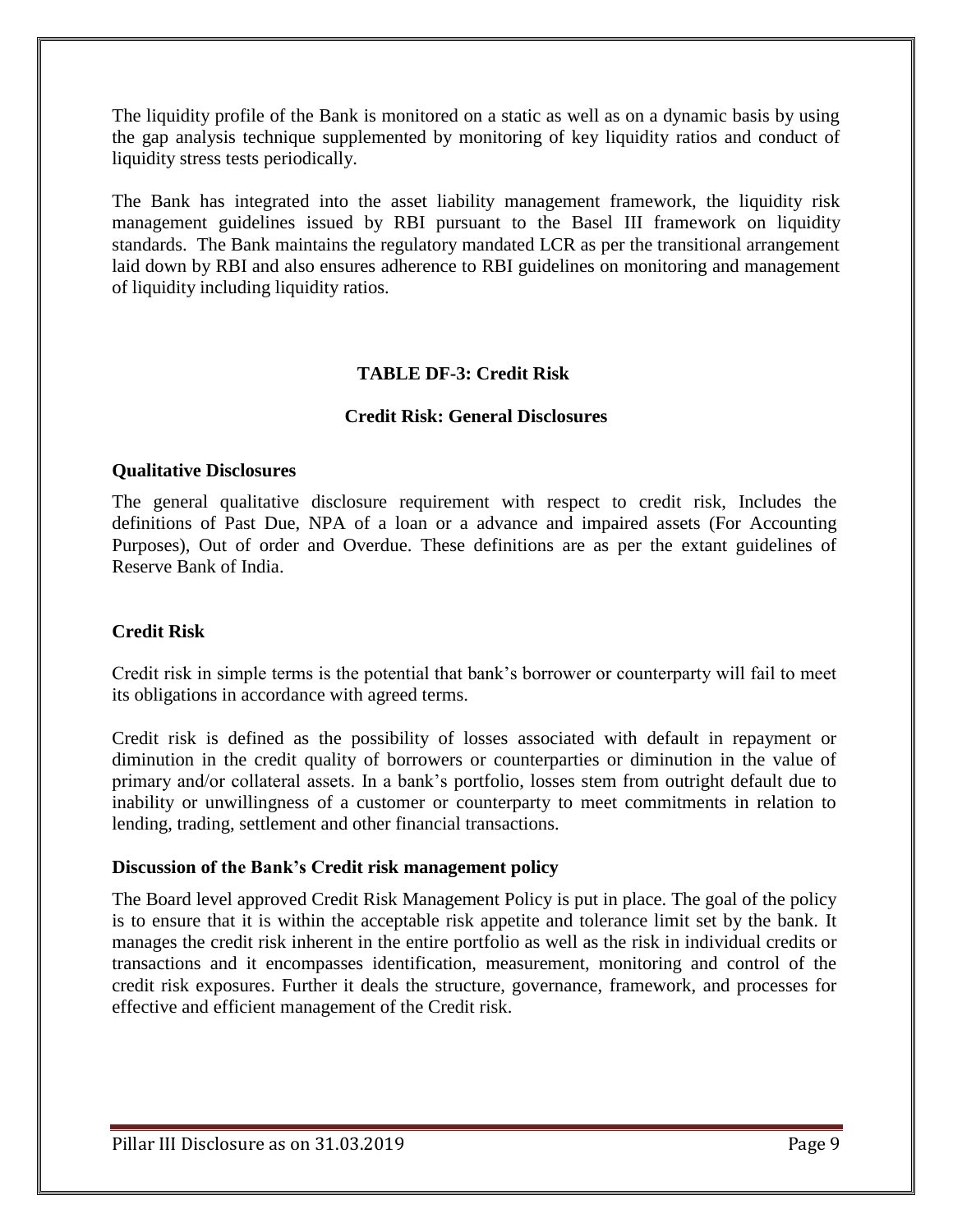The liquidity profile of the Bank is monitored on a static as well as on a dynamic basis by using the gap analysis technique supplemented by monitoring of key liquidity ratios and conduct of liquidity stress tests periodically.

The Bank has integrated into the asset liability management framework, the liquidity risk management guidelines issued by RBI pursuant to the Basel III framework on liquidity standards. The Bank maintains the regulatory mandated LCR as per the transitional arrangement laid down by RBI and also ensures adherence to RBI guidelines on monitoring and management of liquidity including liquidity ratios.

## TABLE DF-3: Credit Risk

### Credit Risk: General Disclosures

**Qualitative Disclosures**

The general qualitative disclosure requirement with respect to credit risk, Includes the definitions of Past Due, NPA of a loan or a advance and impaired assets (For Accounting Purposes), Out of order and Overdue. These definitions are as per the extant guidelines of Reserve Bank of India.

**Credit Risk**

Credit risk in simple terms is the potential that bank's borrower or counterparty will fail to meet its obligations in accordance with agreed terms.

Credit risk is defined as the possibility of losses associated with default in repayment or diminution in the credit quality of borrowers or counterparties or diminution in the value of primary and/or collateral assets. In a bank's portfolio, losses stem from outright default due to inability or unwillingness of a customer or counterparty to meet commitments in relation to lending, trading, settlement and other financial transactions.

**Discussion of the Bank's Credit risk management policy**

The Board level approved Credit Risk Management Policy is put in place. The goal of the policy is to ensure that it is within the acceptable risk appetite and tolerance limit set by the bank. It manages the credit risk inherent in the entire portfolio as well as the risk in individual credits or transactions and it encompasses identification, measurement, monitoring and control of the credit risk exposures. Further it deals the structure, governance, framework, and processes for effective and efficient management of the Credit risk.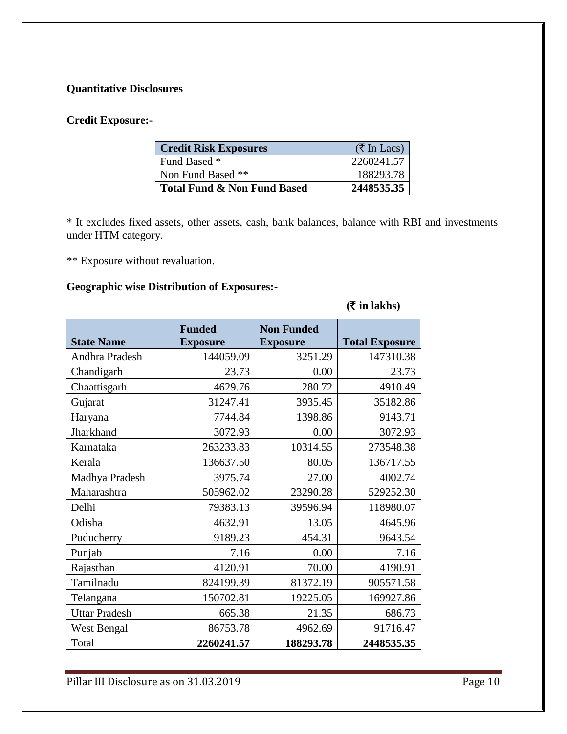**Quantitative Disclosures**

**Credit Exposure:-**

| **Credit Risk Exposures** | (₹ In Lacs) |
|---|---|
| Fund Based * | 2260241.57 |
| Non Fund Based ** | 188293.78 |
| **Total Fund & Non Fund Based** | **2448535.35** |

* It excludes fixed assets, other assets, cash, bank balances, balance with RBI and investments under HTM category.

** Exposure without revaluation.

**Geographic wise Distribution of Exposures:-**

**(₹ in lakhs)**

| **State Name** | **Funded Exposure** | **Non Funded Exposure** | **Total Exposure** |
|---|---|---|---|
| Andhra Pradesh | 144059.09 | 3251.29 | 147310.38 |
| Chandigarh | 23.73 | 0.00 | 23.73 |
| Chaattisgarh | 4629.76 | 280.72 | 4910.49 |
| Gujarat | 31247.41 | 3935.45 | 35182.86 |
| Haryana | 7744.84 | 1398.86 | 9143.71 |
| Jharkhand | 3072.93 | 0.00 | 3072.93 |
| Karnataka | 263233.83 | 10314.55 | 273548.38 |
| Kerala | 136637.50 | 80.05 | 136717.55 |
| Madhya Pradesh | 3975.74 | 27.00 | 4002.74 |
| Maharashtra | 505962.02 | 23290.28 | 529252.30 |
| Delhi | 79383.13 | 39596.94 | 118980.07 |
| Odisha | 4632.91 | 13.05 | 4645.96 |
| Puducherry | 9189.23 | 454.31 | 9643.54 |
| Punjab | 7.16 | 0.00 | 7.16 |
| Rajasthan | 4120.91 | 70.00 | 4190.91 |
| Tamilnadu | 824199.39 | 81372.19 | 905571.58 |
| Telangana | 150702.81 | 19225.05 | 169927.86 |
| Uttar Pradesh | 665.38 | 21.35 | 686.73 |
| West Bengal | 86753.78 | 4962.69 | 91716.47 |
| Total | **2260241.57** | **188293.78** | **2448535.35** |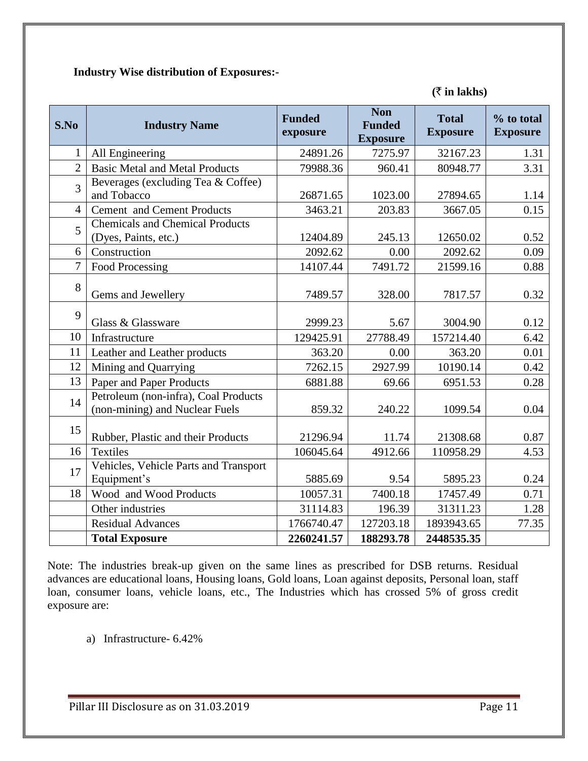**Industry Wise distribution of Exposures:-**

**(₹ in lakhs)**

| S.No | Industry Name | Funded exposure | Non Funded Exposure | Total Exposure | % to total Exposure |
|---|---|---|---|---|---|
| 1 | All Engineering | 24891.26 | 7275.97 | 32167.23 | 1.31 |
| 2 | Basic Metal and Metal Products | 79988.36 | 960.41 | 80948.77 | 3.31 |
| 3 | Beverages (excluding Tea & Coffee) and Tobacco | 26871.65 | 1023.00 | 27894.65 | 1.14 |
| 4 | Cement and Cement Products | 3463.21 | 203.83 | 3667.05 | 0.15 |
| 5 | Chemicals and Chemical Products (Dyes, Paints, etc.) | 12404.89 | 245.13 | 12650.02 | 0.52 |
| 6 | Construction | 2092.62 | 0.00 | 2092.62 | 0.09 |
| 7 | Food Processing | 14107.44 | 7491.72 | 21599.16 | 0.88 |
| 8 | Gems and Jewellery | 7489.57 | 328.00 | 7817.57 | 0.32 |
| 9 | Glass & Glassware | 2999.23 | 5.67 | 3004.90 | 0.12 |
| 10 | Infrastructure | 129425.91 | 27788.49 | 157214.40 | 6.42 |
| 11 | Leather and Leather products | 363.20 | 0.00 | 363.20 | 0.01 |
| 12 | Mining and Quarrying | 7262.15 | 2927.99 | 10190.14 | 0.42 |
| 13 | Paper and Paper Products | 6881.88 | 69.66 | 6951.53 | 0.28 |
| 14 | Petroleum (non-infra), Coal Products (non-mining) and Nuclear Fuels | 859.32 | 240.22 | 1099.54 | 0.04 |
| 15 | Rubber, Plastic and their Products | 21296.94 | 11.74 | 21308.68 | 0.87 |
| 16 | Textiles | 106045.64 | 4912.66 | 110958.29 | 4.53 |
| 17 | Vehicles, Vehicle Parts and Transport Equipment's | 5885.69 | 9.54 | 5895.23 | 0.24 |
| 18 | Wood and Wood Products | 10057.31 | 7400.18 | 17457.49 | 0.71 |
| | Other industries | 31114.83 | 196.39 | 31311.23 | 1.28 |
| | Residual Advances | 1766740.47 | 127203.18 | 1893943.65 | 77.35 |
| | **Total Exposure** | **2260241.57** | **188293.78** | **2448535.35** | |

Note: The industries break-up given on the same lines as prescribed for DSB returns. Residual advances are educational loans, Housing loans, Gold loans, Loan against deposits, Personal loan, staff loan, consumer loans, vehicle loans, etc., The Industries which has crossed 5% of gross credit exposure are:

a) Infrastructure- 6.42%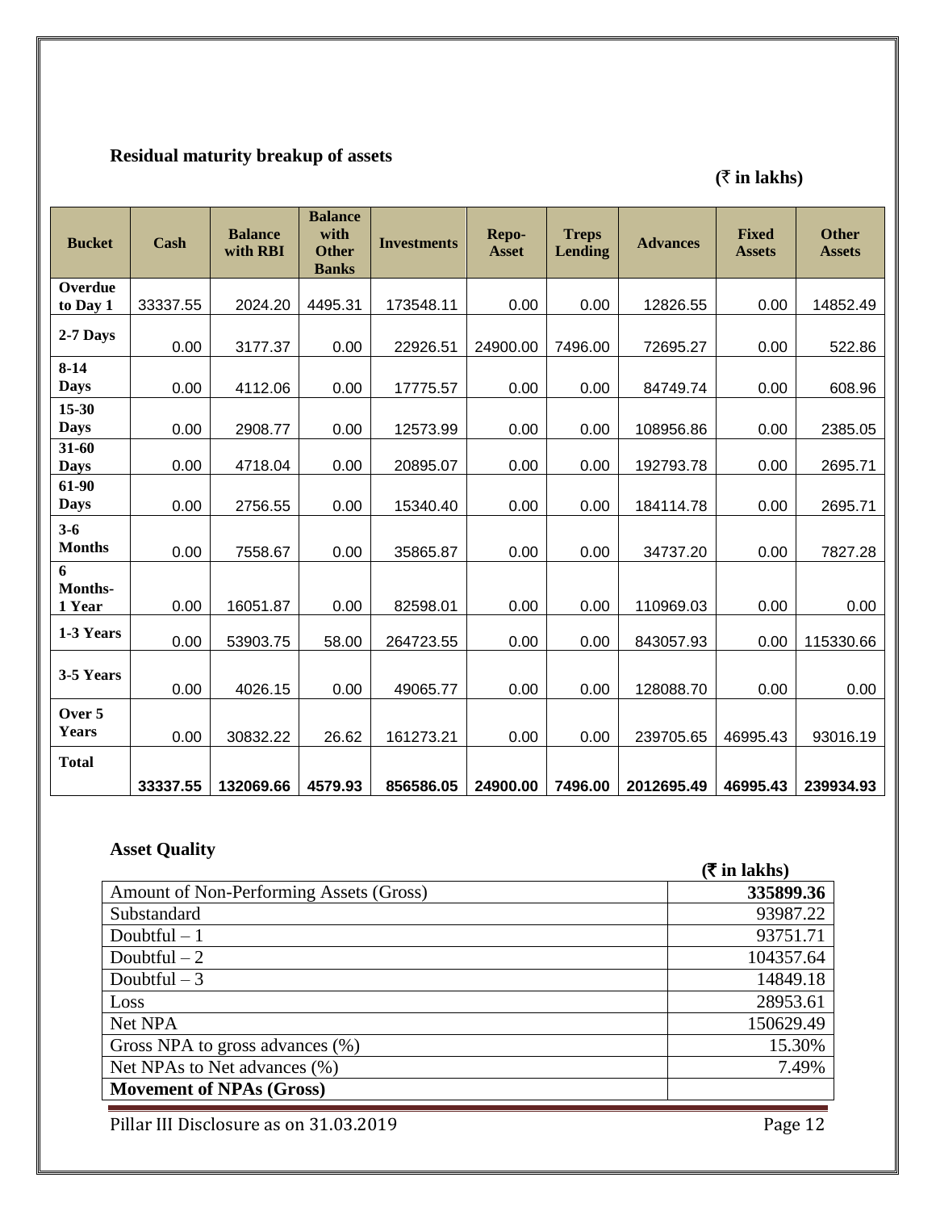### Residual maturity breakup of assets

(₹ in lakhs)

| Bucket | Cash | Balance with RBI | Balance with Other Banks | Investments | Repo-Asset | Treps Lending | Advances | Fixed Assets | Other Assets |
|---|---|---|---|---|---|---|---|---|---|
| Overdue to Day 1 | 33337.55 | 2024.20 | 4495.31 | 173548.11 | 0.00 | 0.00 | 12826.55 | 0.00 | 14852.49 |
| 2-7 Days | 0.00 | 3177.37 | 0.00 | 22926.51 | 24900.00 | 7496.00 | 72695.27 | 0.00 | 522.86 |
| 8-14 Days | 0.00 | 4112.06 | 0.00 | 17775.57 | 0.00 | 0.00 | 84749.74 | 0.00 | 608.96 |
| 15-30 Days | 0.00 | 2908.77 | 0.00 | 12573.99 | 0.00 | 0.00 | 108956.86 | 0.00 | 2385.05 |
| 31-60 Days | 0.00 | 4718.04 | 0.00 | 20895.07 | 0.00 | 0.00 | 192793.78 | 0.00 | 2695.71 |
| 61-90 Days | 0.00 | 2756.55 | 0.00 | 15340.40 | 0.00 | 0.00 | 184114.78 | 0.00 | 2695.71 |
| 3-6 Months | 0.00 | 7558.67 | 0.00 | 35865.87 | 0.00 | 0.00 | 34737.20 | 0.00 | 7827.28 |
| 6 Months-1 Year | 0.00 | 16051.87 | 0.00 | 82598.01 | 0.00 | 0.00 | 110969.03 | 0.00 | 0.00 |
| 1-3 Years | 0.00 | 53903.75 | 58.00 | 264723.55 | 0.00 | 0.00 | 843057.93 | 0.00 | 115330.66 |
| 3-5 Years | 0.00 | 4026.15 | 0.00 | 49065.77 | 0.00 | 0.00 | 128088.70 | 0.00 | 0.00 |
| Over 5 Years | 0.00 | 30832.22 | 26.62 | 161273.21 | 0.00 | 0.00 | 239705.65 | 46995.43 | 93016.19 |
| **Total** | **33337.55** | **132069.66** | **4579.93** | **856586.05** | **24900.00** | **7496.00** | **2012695.49** | **46995.43** | **239934.93** |

### Asset Quality

| | (₹ in lakhs) |
|---|---|
| Amount of Non-Performing Assets (Gross) | **335899.36** |
| Substandard | 93987.22 |
| Doubtful – 1 | 93751.71 |
| Doubtful – 2 | 104357.64 |
| Doubtful – 3 | 14849.18 |
| Loss | 28953.61 |
| Net NPA | 150629.49 |
| Gross NPA to gross advances (%) | 15.30% |
| Net NPAs to Net advances (%) | 7.49% |
| **Movement of NPAs (Gross)** | |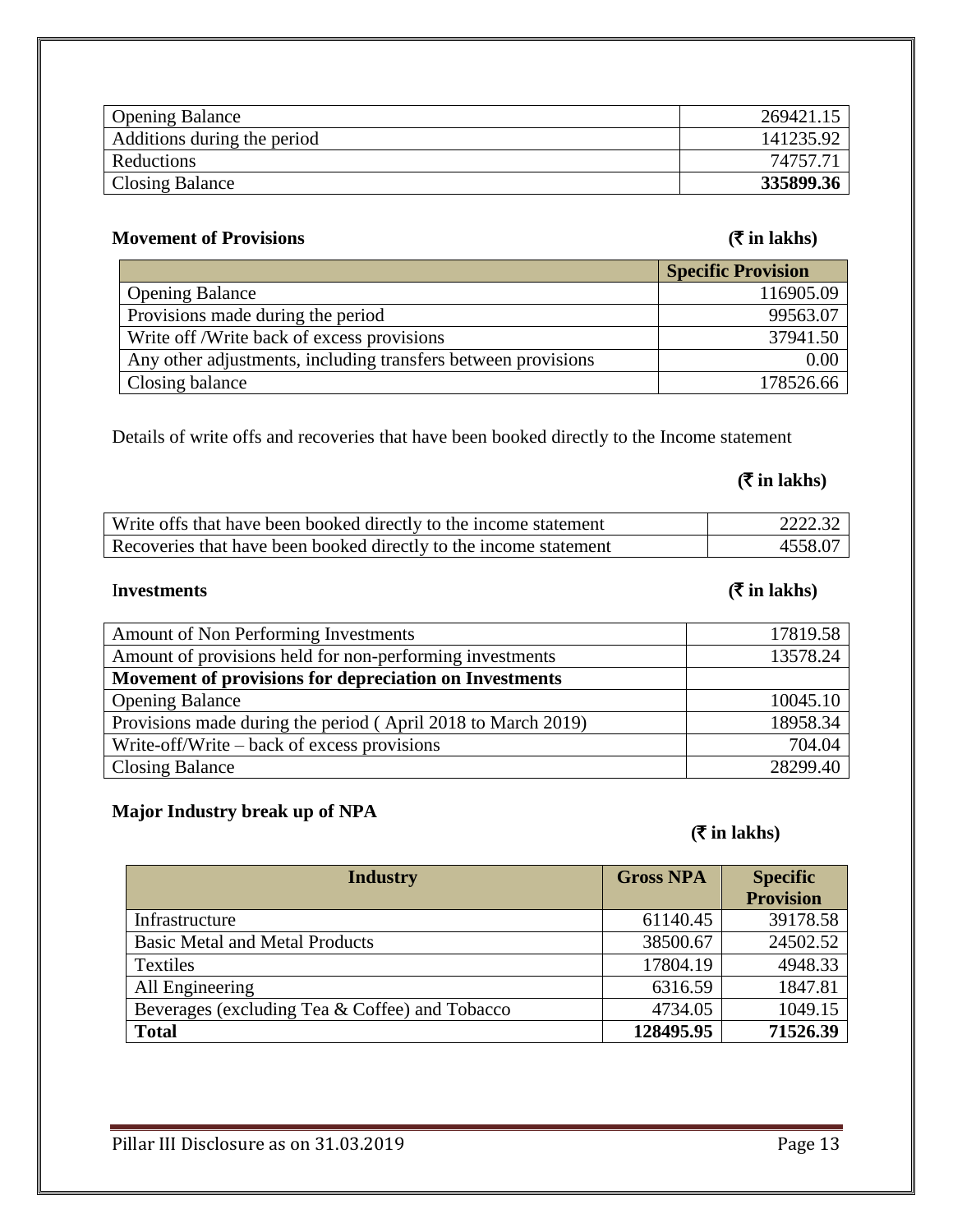| | |
|---|---|
| Opening Balance | 269421.15 |
| Additions during the period | 141235.92 |
| Reductions | 74757.71 |
| Closing Balance | **335899.36** |

**Movement of Provisions** **(₹ in lakhs)**

| | Specific Provision |
|---|---|
| Opening Balance | 116905.09 |
| Provisions made during the period | 99563.07 |
| Write off /Write back of excess provisions | 37941.50 |
| Any other adjustments, including transfers between provisions | 0.00 |
| Closing balance | 178526.66 |

Details of write offs and recoveries that have been booked directly to the Income statement

**(₹ in lakhs)**

| | |
|---|---|
| Write offs that have been booked directly to the income statement | 2222.32 |
| Recoveries that have been booked directly to the income statement | 4558.07 |

**Investments** **(₹ in lakhs)**

| | |
|---|---|
| Amount of Non Performing Investments | 17819.58 |
| Amount of provisions held for non-performing investments | 13578.24 |
| **Movement of provisions for depreciation on Investments** | |
| Opening Balance | 10045.10 |
| Provisions made during the period ( April 2018 to March 2019) | 18958.34 |
| Write-off/Write – back of excess provisions | 704.04 |
| Closing Balance | 28299.40 |

**Major Industry break up of NPA**

**(₹ in lakhs)**

| Industry | Gross NPA | Specific Provision |
|---|---|---|
| Infrastructure | 61140.45 | 39178.58 |
| Basic Metal and Metal Products | 38500.67 | 24502.52 |
| Textiles | 17804.19 | 4948.33 |
| All Engineering | 6316.59 | 1847.81 |
| Beverages (excluding Tea & Coffee) and Tobacco | 4734.05 | 1049.15 |
| **Total** | **128495.95** | **71526.39** |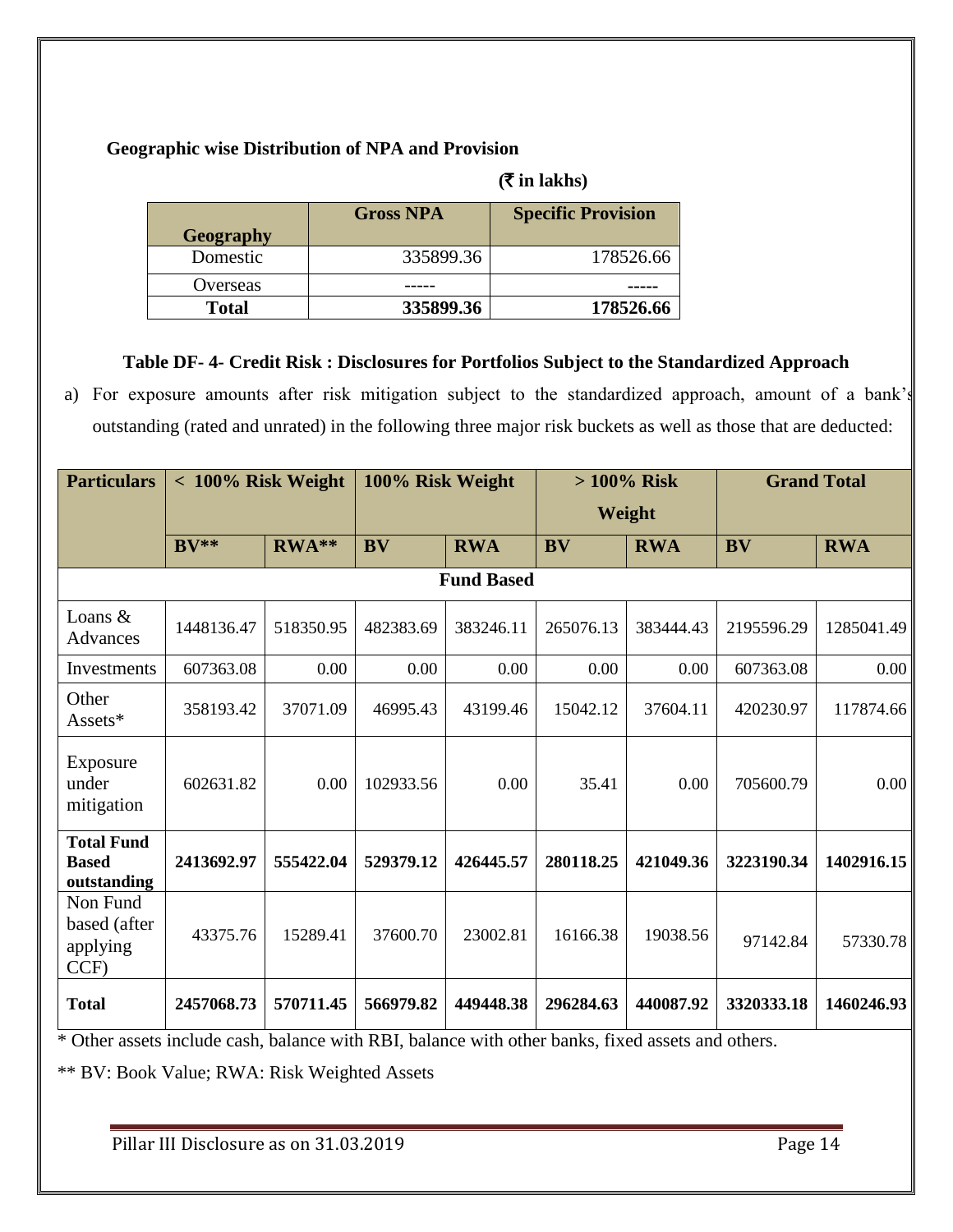**Geographic wise Distribution of NPA and Provision**

**(₹ in lakhs)**

| Geography | Gross NPA | Specific Provision |
|---|---|---|
| Domestic | 335899.36 | 178526.66 |
| Overseas | ----- | ----- |
| **Total** | **335899.36** | **178526.66** |

**Table DF- 4- Credit Risk : Disclosures for Portfolios Subject to the Standardized Approach**

a) For exposure amounts after risk mitigation subject to the standardized approach, amount of a bank's outstanding (rated and unrated) in the following three major risk buckets as well as those that are deducted:

| Particulars | < 100% Risk Weight | | 100% Risk Weight | | > 100% Risk Weight | | Grand Total | |
|---|---|---|---|---|---|---|---|---|
| | **BV\*\*** | **RWA\*\*** | **BV** | **RWA** | **BV** | **RWA** | **BV** | **RWA** |
| **Fund Based** | | | | | | | | |
| Loans & Advances | 1448136.47 | 518350.95 | 482383.69 | 383246.11 | 265076.13 | 383444.43 | 2195596.29 | 1285041.49 |
| Investments | 607363.08 | 0.00 | 0.00 | 0.00 | 0.00 | 0.00 | 607363.08 | 0.00 |
| Other Assets* | 358193.42 | 37071.09 | 46995.43 | 43199.46 | 15042.12 | 37604.11 | 420230.97 | 117874.66 |
| Exposure under mitigation | 602631.82 | 0.00 | 102933.56 | 0.00 | 35.41 | 0.00 | 705600.79 | 0.00 |
| **Total Fund Based outstanding** | **2413692.97** | **555422.04** | **529379.12** | **426445.57** | **280118.25** | **421049.36** | **3223190.34** | **1402916.15** |
| Non Fund based (after applying CCF) | 43375.76 | 15289.41 | 37600.70 | 23002.81 | 16166.38 | 19038.56 | 97142.84 | 57330.78 |
| **Total** | **2457068.73** | **570711.45** | **566979.82** | **449448.38** | **296284.63** | **440087.92** | **3320333.18** | **1460246.93** |

\* Other assets include cash, balance with RBI, balance with other banks, fixed assets and others.

\*\* BV: Book Value; RWA: Risk Weighted Assets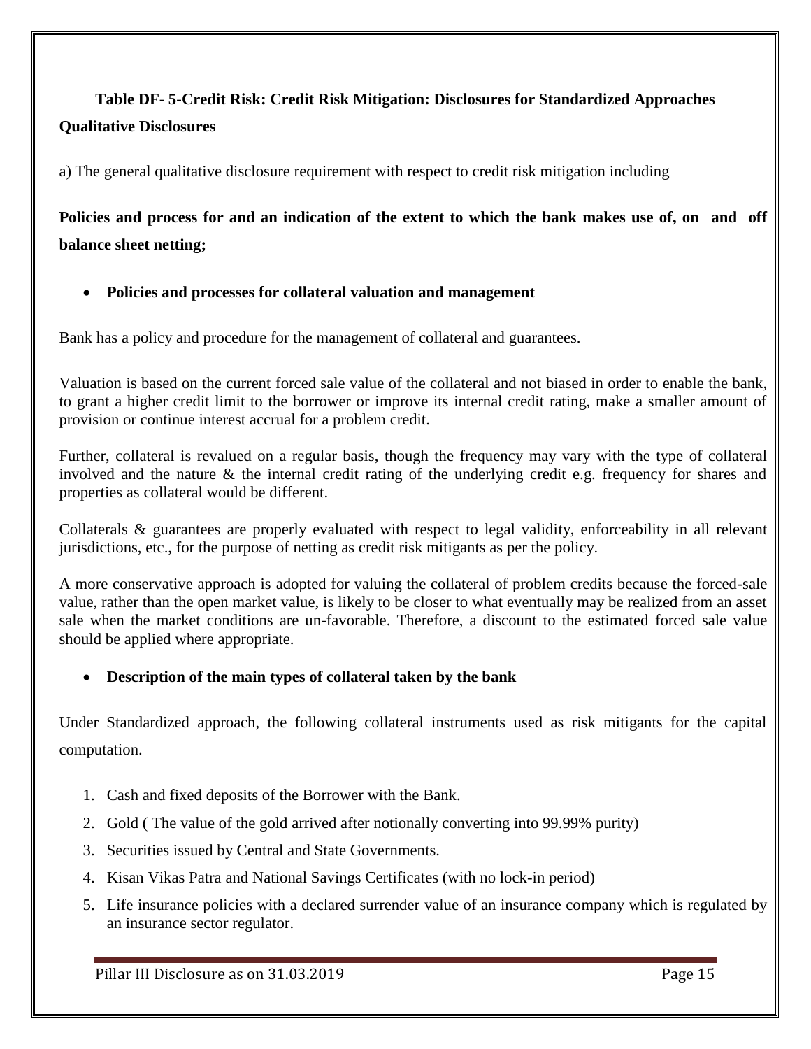## Table DF- 5-Credit Risk: Credit Risk Mitigation: Disclosures for Standardized Approaches

### Qualitative Disclosures

a) The general qualitative disclosure requirement with respect to credit risk mitigation including

**Policies and process for and an indication of the extent to which the bank makes use of, on and off balance sheet netting;**

- **Policies and processes for collateral valuation and management**

Bank has a policy and procedure for the management of collateral and guarantees.

Valuation is based on the current forced sale value of the collateral and not biased in order to enable the bank, to grant a higher credit limit to the borrower or improve its internal credit rating, make a smaller amount of provision or continue interest accrual for a problem credit.

Further, collateral is revalued on a regular basis, though the frequency may vary with the type of collateral involved and the nature & the internal credit rating of the underlying credit e.g. frequency for shares and properties as collateral would be different.

Collaterals & guarantees are properly evaluated with respect to legal validity, enforceability in all relevant jurisdictions, etc., for the purpose of netting as credit risk mitigants as per the policy.

A more conservative approach is adopted for valuing the collateral of problem credits because the forced-sale value, rather than the open market value, is likely to be closer to what eventually may be realized from an asset sale when the market conditions are un-favorable. Therefore, a discount to the estimated forced sale value should be applied where appropriate.

- **Description of the main types of collateral taken by the bank**

Under Standardized approach, the following collateral instruments used as risk mitigants for the capital computation.

1. Cash and fixed deposits of the Borrower with the Bank.
2. Gold ( The value of the gold arrived after notionally converting into 99.99% purity)
3. Securities issued by Central and State Governments.
4. Kisan Vikas Patra and National Savings Certificates (with no lock-in period)
5. Life insurance policies with a declared surrender value of an insurance company which is regulated by an insurance sector regulator.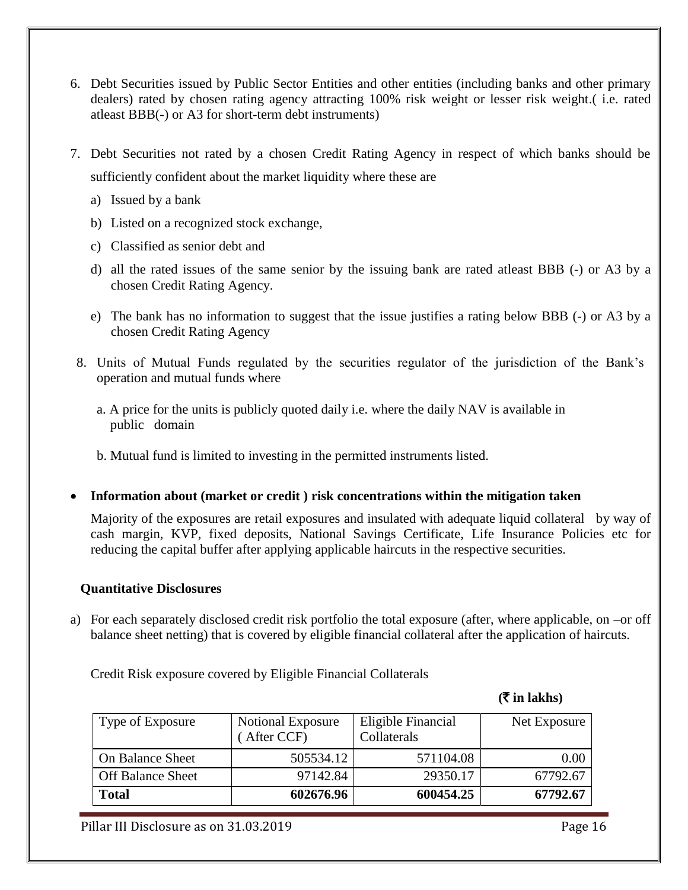6. Debt Securities issued by Public Sector Entities and other entities (including banks and other primary dealers) rated by chosen rating agency attracting 100% risk weight or lesser risk weight.( i.e. rated atleast BBB(-) or A3 for short-term debt instruments)

7. Debt Securities not rated by a chosen Credit Rating Agency in respect of which banks should be sufficiently confident about the market liquidity where these are
   a) Issued by a bank
   b) Listed on a recognized stock exchange,
   c) Classified as senior debt and
   d) all the rated issues of the same senior by the issuing bank are rated atleast BBB (-) or A3 by a chosen Credit Rating Agency.
   e) The bank has no information to suggest that the issue justifies a rating below BBB (-) or A3 by a chosen Credit Rating Agency

8. Units of Mutual Funds regulated by the securities regulator of the jurisdiction of the Bank's operation and mutual funds where
   a. A price for the units is publicly quoted daily i.e. where the daily NAV is available in public domain
   b. Mutual fund is limited to investing in the permitted instruments listed.

- **Information about (market or credit ) risk concentrations within the mitigation taken**

  Majority of the exposures are retail exposures and insulated with adequate liquid collateral by way of cash margin, KVP, fixed deposits, National Savings Certificate, Life Insurance Policies etc for reducing the capital buffer after applying applicable haircuts in the respective securities.

**Quantitative Disclosures**

a) For each separately disclosed credit risk portfolio the total exposure (after, where applicable, on –or off balance sheet netting) that is covered by eligible financial collateral after the application of haircuts.

Credit Risk exposure covered by Eligible Financial Collaterals

**(₹ in lakhs)**

| Type of Exposure | Notional Exposure ( After CCF) | Eligible Financial Collaterals | Net Exposure |
|---|---|---|---|
| On Balance Sheet | 505534.12 | 571104.08 | 0.00 |
| Off Balance Sheet | 97142.84 | 29350.17 | 67792.67 |
| **Total** | **602676.96** | **600454.25** | **67792.67** |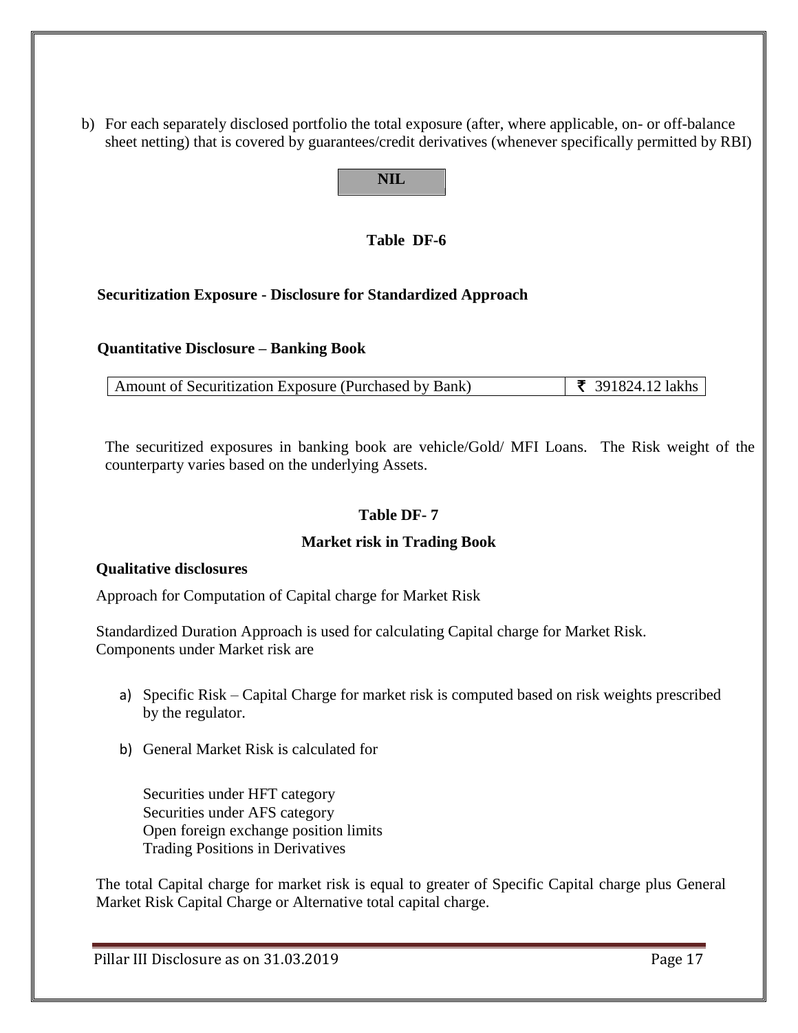b) For each separately disclosed portfolio the total exposure (after, where applicable, on- or off-balance sheet netting) that is covered by guarantees/credit derivatives (whenever specifically permitted by RBI)

**NIL**

## Table DF-6

### Securitization Exposure - Disclosure for Standardized Approach

### Quantitative Disclosure – Banking Book

| | |
|---|---|
| Amount of Securitization Exposure (Purchased by Bank) | ₹ 391824.12 lakhs |

The securitized exposures in banking book are vehicle/Gold/ MFI Loans. The Risk weight of the counterparty varies based on the underlying Assets.

## Table DF- 7

### Market risk in Trading Book

**Qualitative disclosures**

Approach for Computation of Capital charge for Market Risk

Standardized Duration Approach is used for calculating Capital charge for Market Risk. Components under Market risk are

a) Specific Risk – Capital Charge for market risk is computed based on risk weights prescribed by the regulator.

b) General Market Risk is calculated for

   Securities under HFT category
   Securities under AFS category
   Open foreign exchange position limits
   Trading Positions in Derivatives

The total Capital charge for market risk is equal to greater of Specific Capital charge plus General Market Risk Capital Charge or Alternative total capital charge.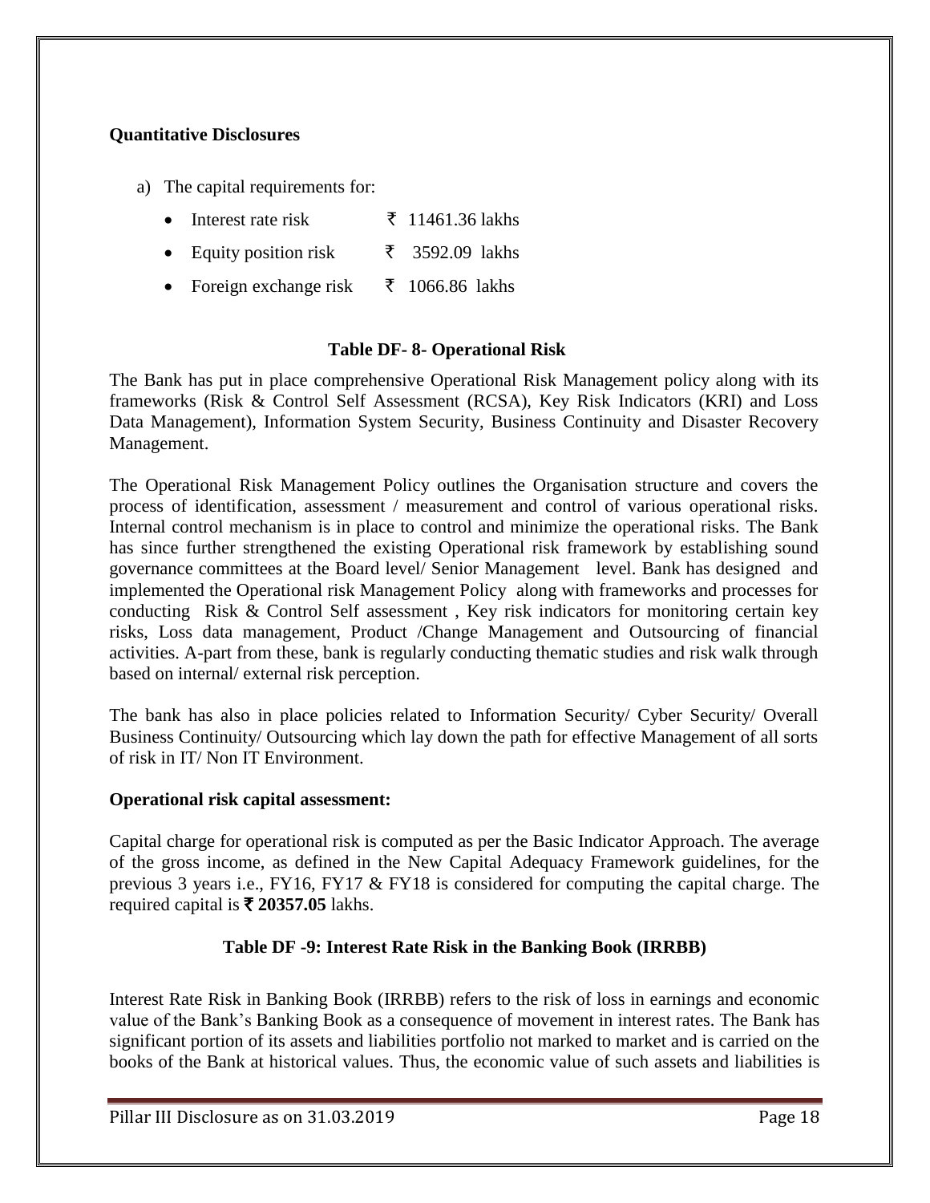**Quantitative Disclosures**

a) The capital requirements for:

- Interest rate risk ₹ 11461.36 lakhs
- Equity position risk ₹ 3592.09 lakhs
- Foreign exchange risk ₹ 1066.86 lakhs

**Table DF- 8- Operational Risk**

The Bank has put in place comprehensive Operational Risk Management policy along with its frameworks (Risk & Control Self Assessment (RCSA), Key Risk Indicators (KRI) and Loss Data Management), Information System Security, Business Continuity and Disaster Recovery Management.

The Operational Risk Management Policy outlines the Organisation structure and covers the process of identification, assessment / measurement and control of various operational risks. Internal control mechanism is in place to control and minimize the operational risks. The Bank has since further strengthened the existing Operational risk framework by establishing sound governance committees at the Board level/ Senior Management level. Bank has designed and implemented the Operational risk Management Policy along with frameworks and processes for conducting Risk & Control Self assessment , Key risk indicators for monitoring certain key risks, Loss data management, Product /Change Management and Outsourcing of financial activities. A-part from these, bank is regularly conducting thematic studies and risk walk through based on internal/ external risk perception.

The bank has also in place policies related to Information Security/ Cyber Security/ Overall Business Continuity/ Outsourcing which lay down the path for effective Management of all sorts of risk in IT/ Non IT Environment.

**Operational risk capital assessment:**

Capital charge for operational risk is computed as per the Basic Indicator Approach. The average of the gross income, as defined in the New Capital Adequacy Framework guidelines, for the previous 3 years i.e., FY16, FY17 & FY18 is considered for computing the capital charge. The required capital is **₹ 20357.05** lakhs.

**Table DF -9: Interest Rate Risk in the Banking Book (IRRBB)**

Interest Rate Risk in Banking Book (IRRBB) refers to the risk of loss in earnings and economic value of the Bank's Banking Book as a consequence of movement in interest rates. The Bank has significant portion of its assets and liabilities portfolio not marked to market and is carried on the books of the Bank at historical values. Thus, the economic value of such assets and liabilities is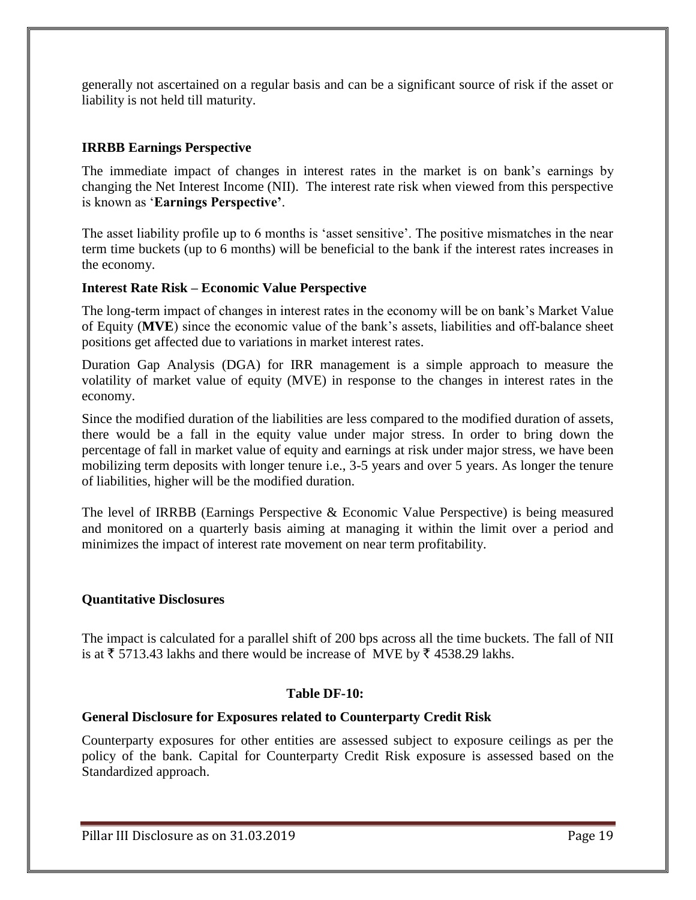generally not ascertained on a regular basis and can be a significant source of risk if the asset or liability is not held till maturity.

### IRRBB Earnings Perspective

The immediate impact of changes in interest rates in the market is on bank's earnings by changing the Net Interest Income (NII). The interest rate risk when viewed from this perspective is known as '**Earnings Perspective'**.

The asset liability profile up to 6 months is 'asset sensitive'. The positive mismatches in the near term time buckets (up to 6 months) will be beneficial to the bank if the interest rates increases in the economy.

### Interest Rate Risk – Economic Value Perspective

The long-term impact of changes in interest rates in the economy will be on bank's Market Value of Equity (**MVE**) since the economic value of the bank's assets, liabilities and off-balance sheet positions get affected due to variations in market interest rates.

Duration Gap Analysis (DGA) for IRR management is a simple approach to measure the volatility of market value of equity (MVE) in response to the changes in interest rates in the economy.

Since the modified duration of the liabilities are less compared to the modified duration of assets, there would be a fall in the equity value under major stress. In order to bring down the percentage of fall in market value of equity and earnings at risk under major stress, we have been mobilizing term deposits with longer tenure i.e., 3-5 years and over 5 years. As longer the tenure of liabilities, higher will be the modified duration.

The level of IRRBB (Earnings Perspective & Economic Value Perspective) is being measured and monitored on a quarterly basis aiming at managing it within the limit over a period and minimizes the impact of interest rate movement on near term profitability.

### Quantitative Disclosures

The impact is calculated for a parallel shift of 200 bps across all the time buckets. The fall of NII is at ₹ 5713.43 lakhs and there would be increase of MVE by ₹ 4538.29 lakhs.

## Table DF-10:

### General Disclosure for Exposures related to Counterparty Credit Risk

Counterparty exposures for other entities are assessed subject to exposure ceilings as per the policy of the bank. Capital for Counterparty Credit Risk exposure is assessed based on the Standardized approach.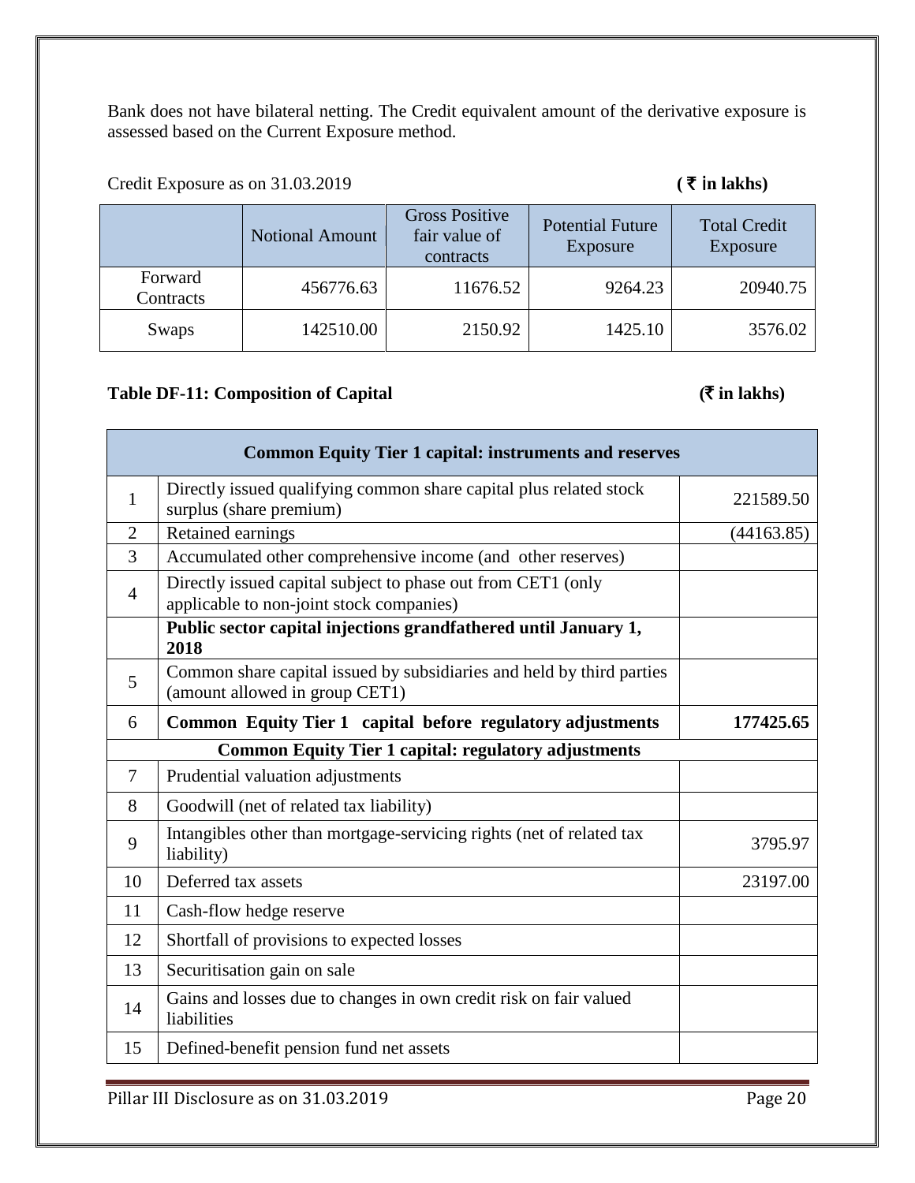Bank does not have bilateral netting. The Credit equivalent amount of the derivative exposure is assessed based on the Current Exposure method.

Credit Exposure as on 31.03.2019 **( ₹ in lakhs)**

| | Notional Amount | Gross Positive fair value of contracts | Potential Future Exposure | Total Credit Exposure |
|---|---|---|---|---|
| Forward Contracts | 456776.63 | 11676.52 | 9264.23 | 20940.75 |
| Swaps | 142510.00 | 2150.92 | 1425.10 | 3576.02 |

### Table DF-11: Composition of Capital **(₹ in lakhs)**

| | **Common Equity Tier 1 capital: instruments and reserves** | |
|---|---|---|
| 1 | Directly issued qualifying common share capital plus related stock surplus (share premium) | 221589.50 |
| 2 | Retained earnings | (44163.85) |
| 3 | Accumulated other comprehensive income (and other reserves) | |
| 4 | Directly issued capital subject to phase out from CET1 (only applicable to non-joint stock companies) | |
| | **Public sector capital injections grandfathered until January 1, 2018** | |
| 5 | Common share capital issued by subsidiaries and held by third parties (amount allowed in group CET1) | |
| 6 | **Common Equity Tier 1 capital before regulatory adjustments** | **177425.65** |
| | **Common Equity Tier 1 capital: regulatory adjustments** | |
| 7 | Prudential valuation adjustments | |
| 8 | Goodwill (net of related tax liability) | |
| 9 | Intangibles other than mortgage-servicing rights (net of related tax liability) | 3795.97 |
| 10 | Deferred tax assets | 23197.00 |
| 11 | Cash-flow hedge reserve | |
| 12 | Shortfall of provisions to expected losses | |
| 13 | Securitisation gain on sale | |
| 14 | Gains and losses due to changes in own credit risk on fair valued liabilities | |
| 15 | Defined-benefit pension fund net assets | |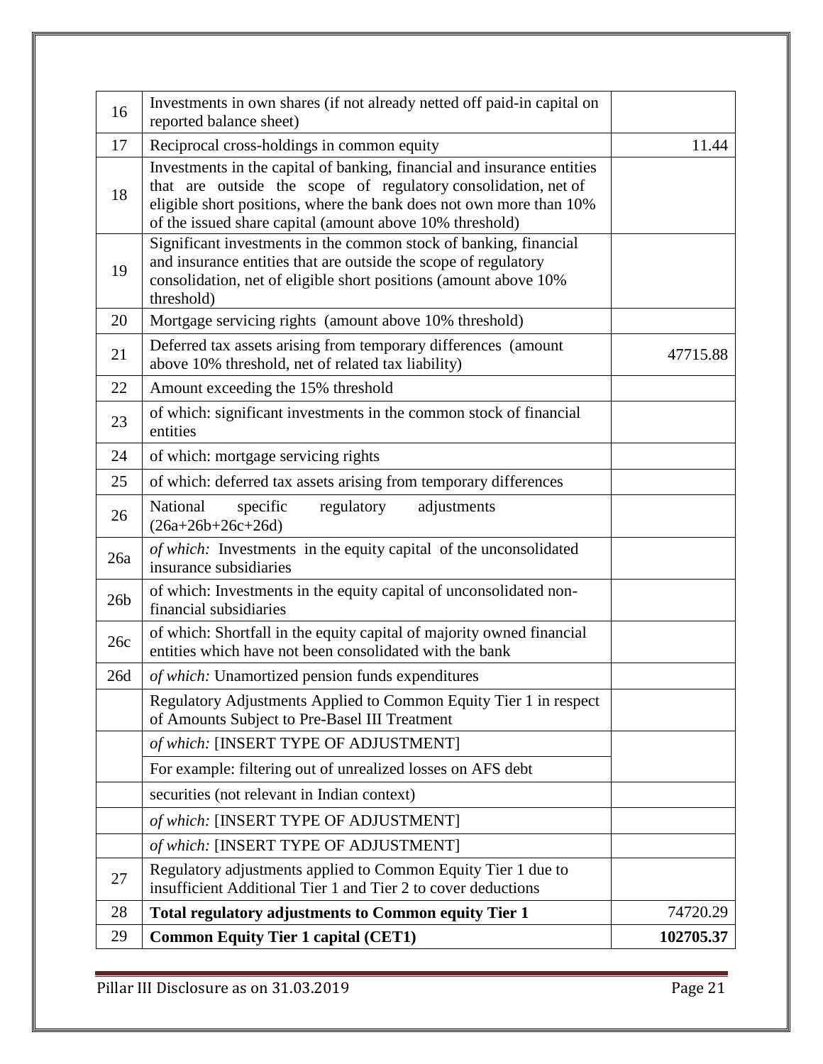| | | |
|---|---|---|
| 16 | Investments in own shares (if not already netted off paid-in capital on reported balance sheet) | |
| 17 | Reciprocal cross-holdings in common equity | 11.44 |
| 18 | Investments in the capital of banking, financial and insurance entities that are outside the scope of regulatory consolidation, net of eligible short positions, where the bank does not own more than 10% of the issued share capital (amount above 10% threshold) | |
| 19 | Significant investments in the common stock of banking, financial and insurance entities that are outside the scope of regulatory consolidation, net of eligible short positions (amount above 10% threshold) | |
| 20 | Mortgage servicing rights (amount above 10% threshold) | |
| 21 | Deferred tax assets arising from temporary differences (amount above 10% threshold, net of related tax liability) | 47715.88 |
| 22 | Amount exceeding the 15% threshold | |
| 23 | of which: significant investments in the common stock of financial entities | |
| 24 | of which: mortgage servicing rights | |
| 25 | of which: deferred tax assets arising from temporary differences | |
| 26 | National specific regulatory adjustments (26a+26b+26c+26d) | |
| 26a | *of which:* Investments in the equity capital of the unconsolidated insurance subsidiaries | |
| 26b | of which: Investments in the equity capital of unconsolidated non-financial subsidiaries | |
| 26c | of which: Shortfall in the equity capital of majority owned financial entities which have not been consolidated with the bank | |
| 26d | *of which:* Unamortized pension funds expenditures | |
| | Regulatory Adjustments Applied to Common Equity Tier 1 in respect of Amounts Subject to Pre-Basel III Treatment | |
| | *of which:* [INSERT TYPE OF ADJUSTMENT] | |
| | For example: filtering out of unrealized losses on AFS debt | |
| | securities (not relevant in Indian context) | |
| | *of which:* [INSERT TYPE OF ADJUSTMENT] | |
| | *of which:* [INSERT TYPE OF ADJUSTMENT] | |
| 27 | Regulatory adjustments applied to Common Equity Tier 1 due to insufficient Additional Tier 1 and Tier 2 to cover deductions | |
| 28 | **Total regulatory adjustments to Common equity Tier 1** | 74720.29 |
| 29 | **Common Equity Tier 1 capital (CET1)** | **102705.37** |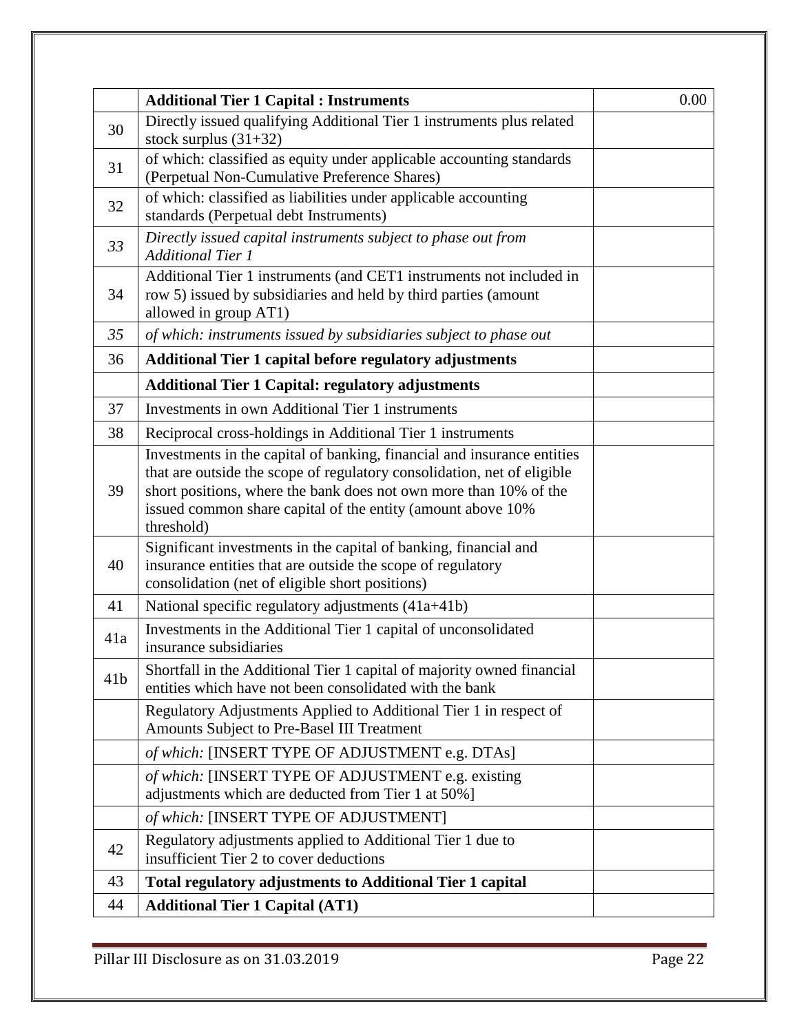| | | |
|---|---|---|
| | **Additional Tier 1 Capital : Instruments** | 0.00 |
| 30 | Directly issued qualifying Additional Tier 1 instruments plus related stock surplus (31+32) | |
| 31 | of which: classified as equity under applicable accounting standards (Perpetual Non-Cumulative Preference Shares) | |
| 32 | of which: classified as liabilities under applicable accounting standards (Perpetual debt Instruments) | |
| *33* | *Directly issued capital instruments subject to phase out from Additional Tier 1* | |
| 34 | Additional Tier 1 instruments (and CET1 instruments not included in row 5) issued by subsidiaries and held by third parties (amount allowed in group AT1) | |
| *35* | *of which: instruments issued by subsidiaries subject to phase out* | |
| 36 | **Additional Tier 1 capital before regulatory adjustments** | |
| | **Additional Tier 1 Capital: regulatory adjustments** | |
| 37 | Investments in own Additional Tier 1 instruments | |
| 38 | Reciprocal cross-holdings in Additional Tier 1 instruments | |
| 39 | Investments in the capital of banking, financial and insurance entities that are outside the scope of regulatory consolidation, net of eligible short positions, where the bank does not own more than 10% of the issued common share capital of the entity (amount above 10% threshold) | |
| 40 | Significant investments in the capital of banking, financial and insurance entities that are outside the scope of regulatory consolidation (net of eligible short positions) | |
| 41 | National specific regulatory adjustments (41a+41b) | |
| 41a | Investments in the Additional Tier 1 capital of unconsolidated insurance subsidiaries | |
| 41b | Shortfall in the Additional Tier 1 capital of majority owned financial entities which have not been consolidated with the bank | |
| | Regulatory Adjustments Applied to Additional Tier 1 in respect of Amounts Subject to Pre-Basel III Treatment | |
| | *of which:* [INSERT TYPE OF ADJUSTMENT e.g. DTAs] | |
| | *of which:* [INSERT TYPE OF ADJUSTMENT e.g. existing adjustments which are deducted from Tier 1 at 50%] | |
| | *of which:* [INSERT TYPE OF ADJUSTMENT] | |
| 42 | Regulatory adjustments applied to Additional Tier 1 due to insufficient Tier 2 to cover deductions | |
| 43 | **Total regulatory adjustments to Additional Tier 1 capital** | |
| 44 | **Additional Tier 1 Capital (AT1)** | |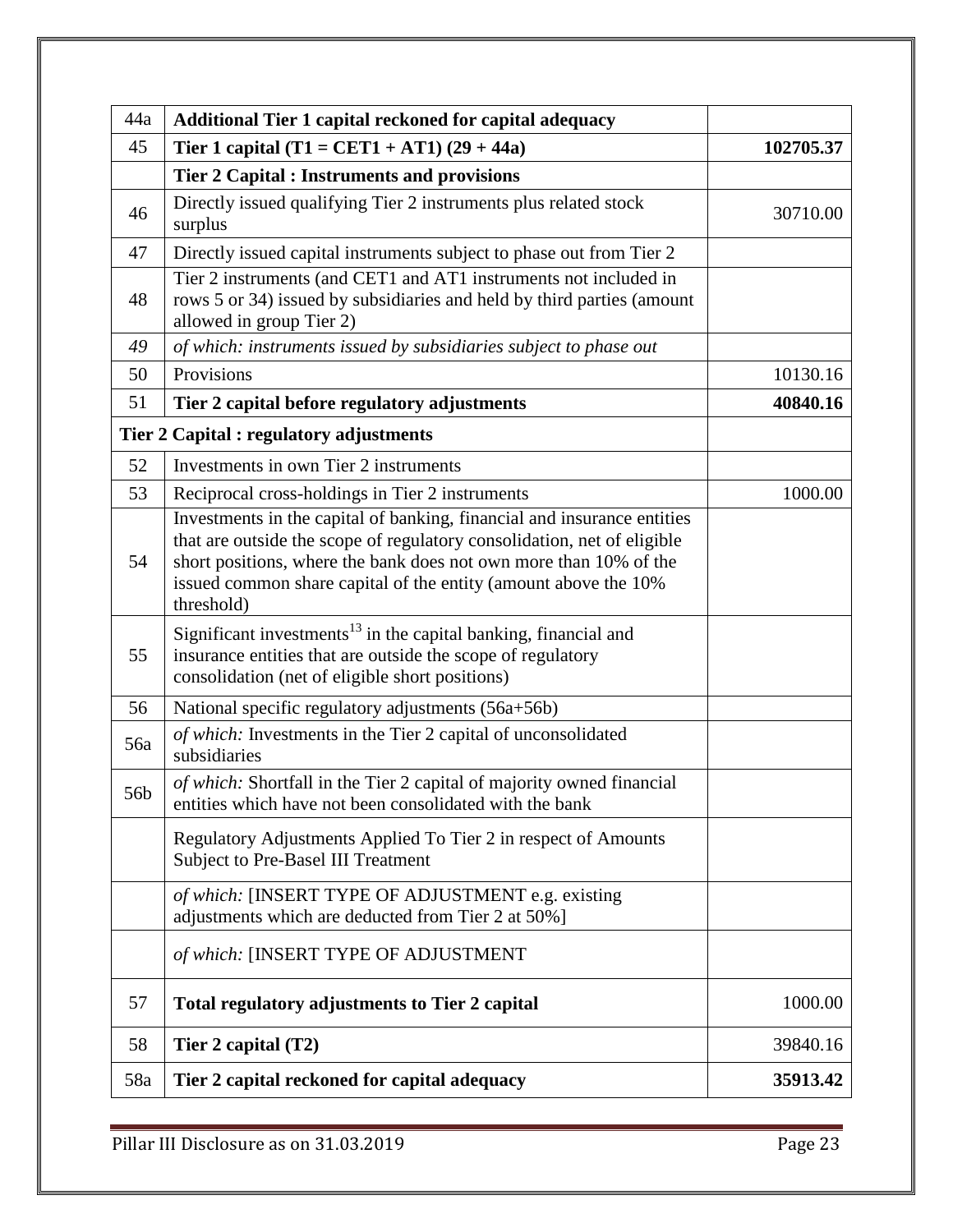| | | |
|---|---|---|
| 44a | **Additional Tier 1 capital reckoned for capital adequacy** | |
| 45 | **Tier 1 capital (T1 = CET1 + AT1) (29 + 44a)** | **102705.37** |
| | **Tier 2 Capital : Instruments and provisions** | |
| 46 | Directly issued qualifying Tier 2 instruments plus related stock surplus | 30710.00 |
| 47 | Directly issued capital instruments subject to phase out from Tier 2 | |
| 48 | Tier 2 instruments (and CET1 and AT1 instruments not included in rows 5 or 34) issued by subsidiaries and held by third parties (amount allowed in group Tier 2) | |
| *49* | *of which: instruments issued by subsidiaries subject to phase out* | |
| 50 | Provisions | 10130.16 |
| 51 | **Tier 2 capital before regulatory adjustments** | **40840.16** |
| **Tier 2 Capital : regulatory adjustments** | | |
| 52 | Investments in own Tier 2 instruments | |
| 53 | Reciprocal cross-holdings in Tier 2 instruments | 1000.00 |
| 54 | Investments in the capital of banking, financial and insurance entities that are outside the scope of regulatory consolidation, net of eligible short positions, where the bank does not own more than 10% of the issued common share capital of the entity (amount above the 10% threshold) | |
| 55 | Significant investments[13] in the capital banking, financial and insurance entities that are outside the scope of regulatory consolidation (net of eligible short positions) | |
| 56 | National specific regulatory adjustments (56a+56b) | |
| 56a | *of which:* Investments in the Tier 2 capital of unconsolidated subsidiaries | |
| 56b | *of which:* Shortfall in the Tier 2 capital of majority owned financial entities which have not been consolidated with the bank | |
| | Regulatory Adjustments Applied To Tier 2 in respect of Amounts Subject to Pre-Basel III Treatment | |
| | *of which:* [INSERT TYPE OF ADJUSTMENT e.g. existing adjustments which are deducted from Tier 2 at 50%] | |
| | *of which:* [INSERT TYPE OF ADJUSTMENT | |
| 57 | **Total regulatory adjustments to Tier 2 capital** | 1000.00 |
| 58 | **Tier 2 capital (T2)** | 39840.16 |
| 58a | **Tier 2 capital reckoned for capital adequacy** | **35913.42** |

Pillar III Disclosure as on 31.03.2019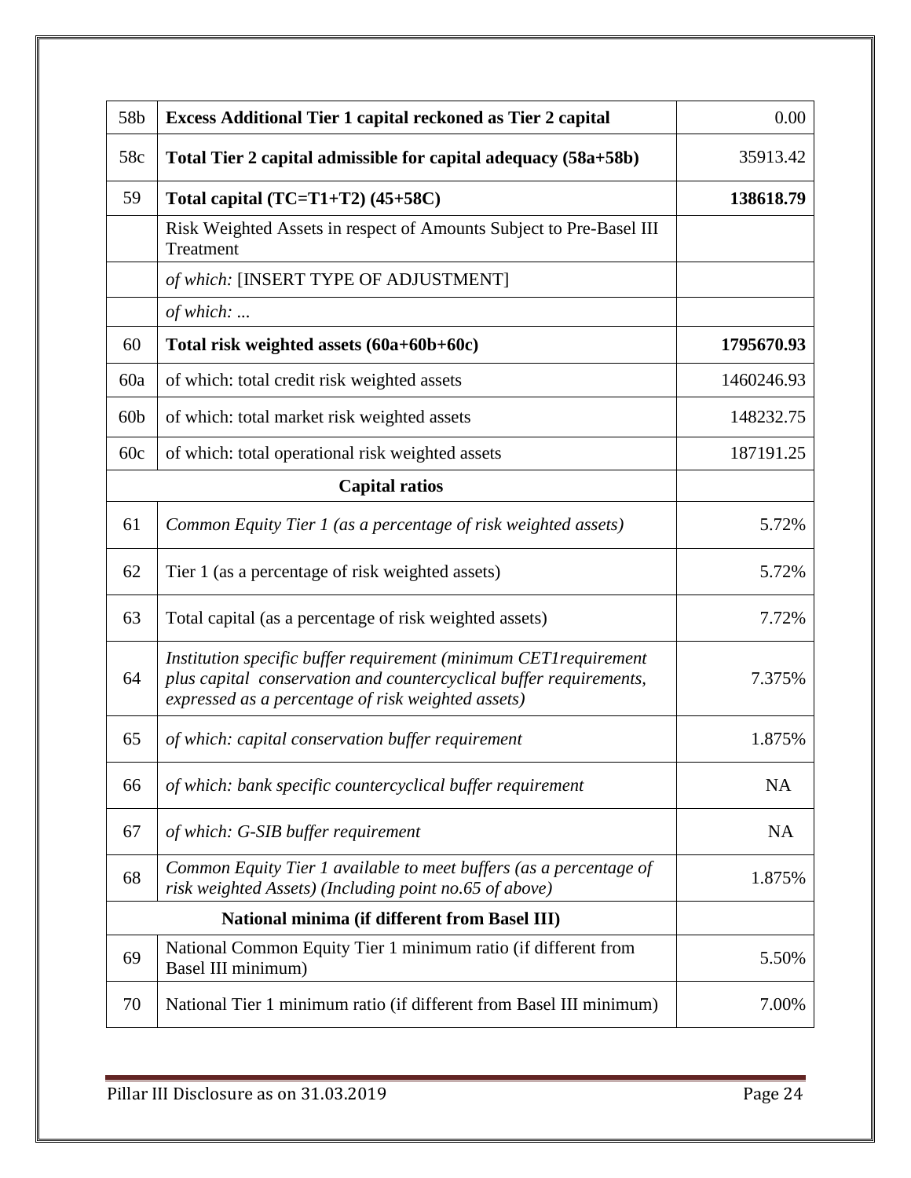| | | |
|---|---|---|
| 58b | **Excess Additional Tier 1 capital reckoned as Tier 2 capital** | 0.00 |
| 58c | **Total Tier 2 capital admissible for capital adequacy (58a+58b)** | 35913.42 |
| 59 | **Total capital (TC=T1+T2) (45+58C)** | **138618.79** |
| | Risk Weighted Assets in respect of Amounts Subject to Pre-Basel III Treatment | |
| | *of which:* [INSERT TYPE OF ADJUSTMENT] | |
| | *of which: ...* | |
| 60 | **Total risk weighted assets (60a+60b+60c)** | **1795670.93** |
| 60a | of which: total credit risk weighted assets | 1460246.93 |
| 60b | of which: total market risk weighted assets | 148232.75 |
| 60c | of which: total operational risk weighted assets | 187191.25 |
| | **Capital ratios** | |
| 61 | *Common Equity Tier 1 (as a percentage of risk weighted assets)* | 5.72% |
| 62 | Tier 1 (as a percentage of risk weighted assets) | 5.72% |
| 63 | Total capital (as a percentage of risk weighted assets) | 7.72% |
| 64 | *Institution specific buffer requirement (minimum CET1requirement plus capital conservation and countercyclical buffer requirements, expressed as a percentage of risk weighted assets)* | 7.375% |
| 65 | *of which: capital conservation buffer requirement* | 1.875% |
| 66 | *of which: bank specific countercyclical buffer requirement* | NA |
| 67 | *of which: G-SIB buffer requirement* | NA |
| 68 | *Common Equity Tier 1 available to meet buffers (as a percentage of risk weighted Assets) (Including point no.65 of above)* | 1.875% |
| | **National minima (if different from Basel III)** | |
| 69 | National Common Equity Tier 1 minimum ratio (if different from Basel III minimum) | 5.50% |
| 70 | National Tier 1 minimum ratio (if different from Basel III minimum) | 7.00% |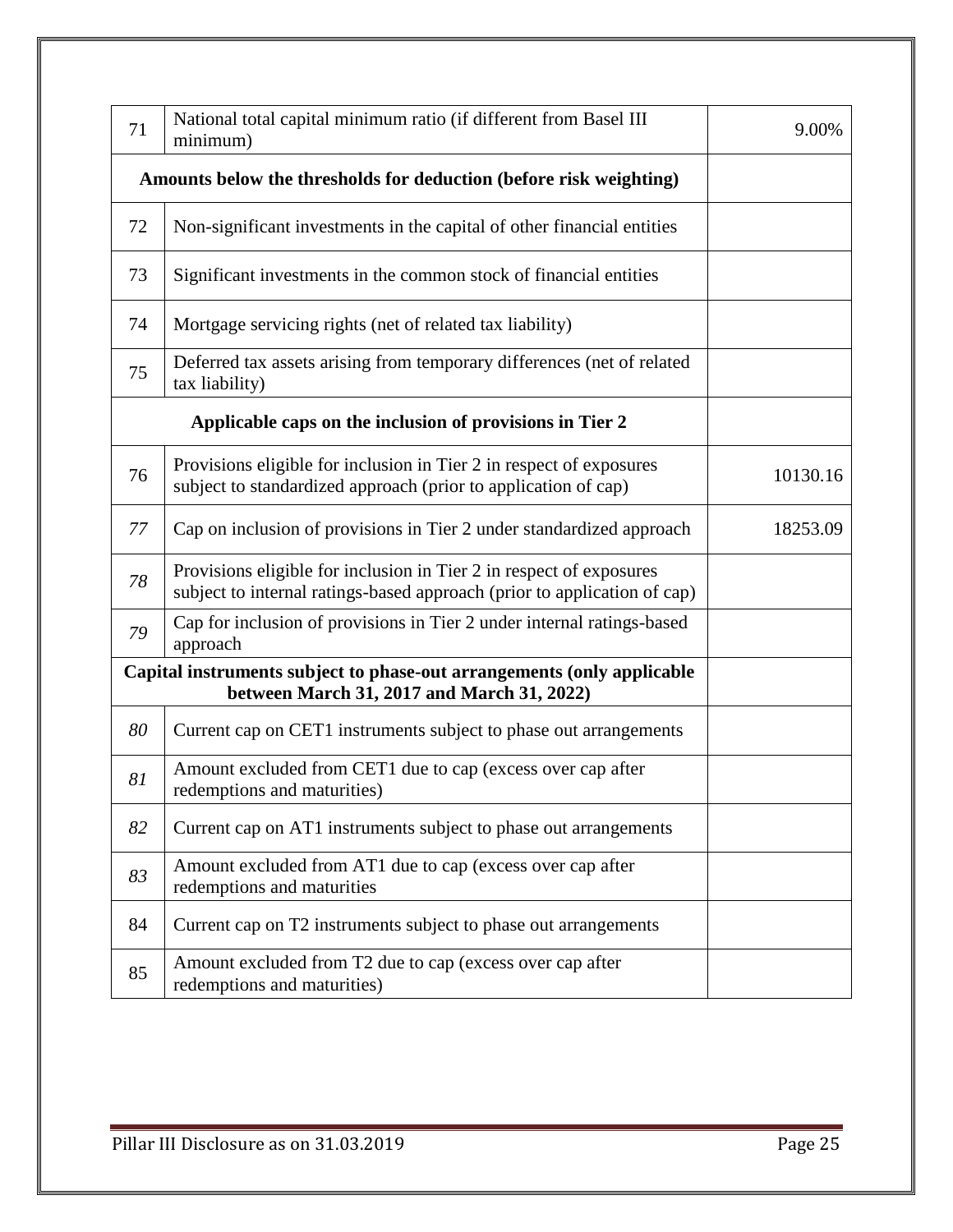| | | |
|---|---|---|
| 71 | National total capital minimum ratio (if different from Basel III minimum) | 9.00% |
| **Amounts below the thresholds for deduction (before risk weighting)** | | |
| 72 | Non-significant investments in the capital of other financial entities | |
| 73 | Significant investments in the common stock of financial entities | |
| 74 | Mortgage servicing rights (net of related tax liability) | |
| 75 | Deferred tax assets arising from temporary differences (net of related tax liability) | |
| **Applicable caps on the inclusion of provisions in Tier 2** | | |
| 76 | Provisions eligible for inclusion in Tier 2 in respect of exposures subject to standardized approach (prior to application of cap) | 10130.16 |
| *77* | Cap on inclusion of provisions in Tier 2 under standardized approach | 18253.09 |
| *78* | Provisions eligible for inclusion in Tier 2 in respect of exposures subject to internal ratings-based approach (prior to application of cap) | |
| *79* | Cap for inclusion of provisions in Tier 2 under internal ratings-based approach | |
| **Capital instruments subject to phase-out arrangements (only applicable between March 31, 2017 and March 31, 2022)** | | |
| *80* | Current cap on CET1 instruments subject to phase out arrangements | |
| *81* | Amount excluded from CET1 due to cap (excess over cap after redemptions and maturities) | |
| *82* | Current cap on AT1 instruments subject to phase out arrangements | |
| *83* | Amount excluded from AT1 due to cap (excess over cap after redemptions and maturities | |
| 84 | Current cap on T2 instruments subject to phase out arrangements | |
| 85 | Amount excluded from T2 due to cap (excess over cap after redemptions and maturities) | |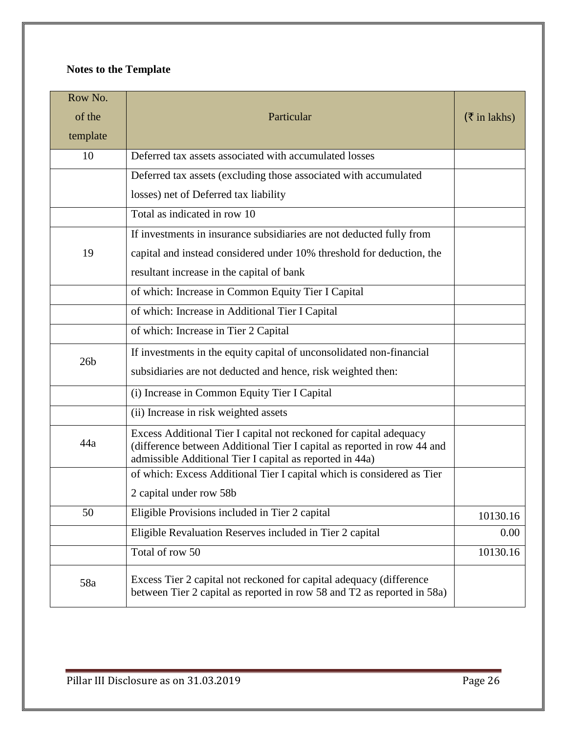**Notes to the Template**

| Row No. of the template | Particular | (₹ in lakhs) |
|---|---|---|
| 10 | Deferred tax assets associated with accumulated losses | |
| | Deferred tax assets (excluding those associated with accumulated losses) net of Deferred tax liability | |
| | Total as indicated in row 10 | |
| 19 | If investments in insurance subsidiaries are not deducted fully from capital and instead considered under 10% threshold for deduction, the resultant increase in the capital of bank | |
| | of which: Increase in Common Equity Tier I Capital | |
| | of which: Increase in Additional Tier I Capital | |
| | of which: Increase in Tier 2 Capital | |
| 26b | If investments in the equity capital of unconsolidated non-financial subsidiaries are not deducted and hence, risk weighted then: | |
| | (i) Increase in Common Equity Tier I Capital | |
| | (ii) Increase in risk weighted assets | |
| 44a | Excess Additional Tier I capital not reckoned for capital adequacy (difference between Additional Tier I capital as reported in row 44 and admissible Additional Tier I capital as reported in 44a) | |
| | of which: Excess Additional Tier I capital which is considered as Tier 2 capital under row 58b | |
| 50 | Eligible Provisions included in Tier 2 capital | 10130.16 |
| | Eligible Revaluation Reserves included in Tier 2 capital | 0.00 |
| | Total of row 50 | 10130.16 |
| 58a | Excess Tier 2 capital not reckoned for capital adequacy (difference between Tier 2 capital as reported in row 58 and T2 as reported in 58a) | |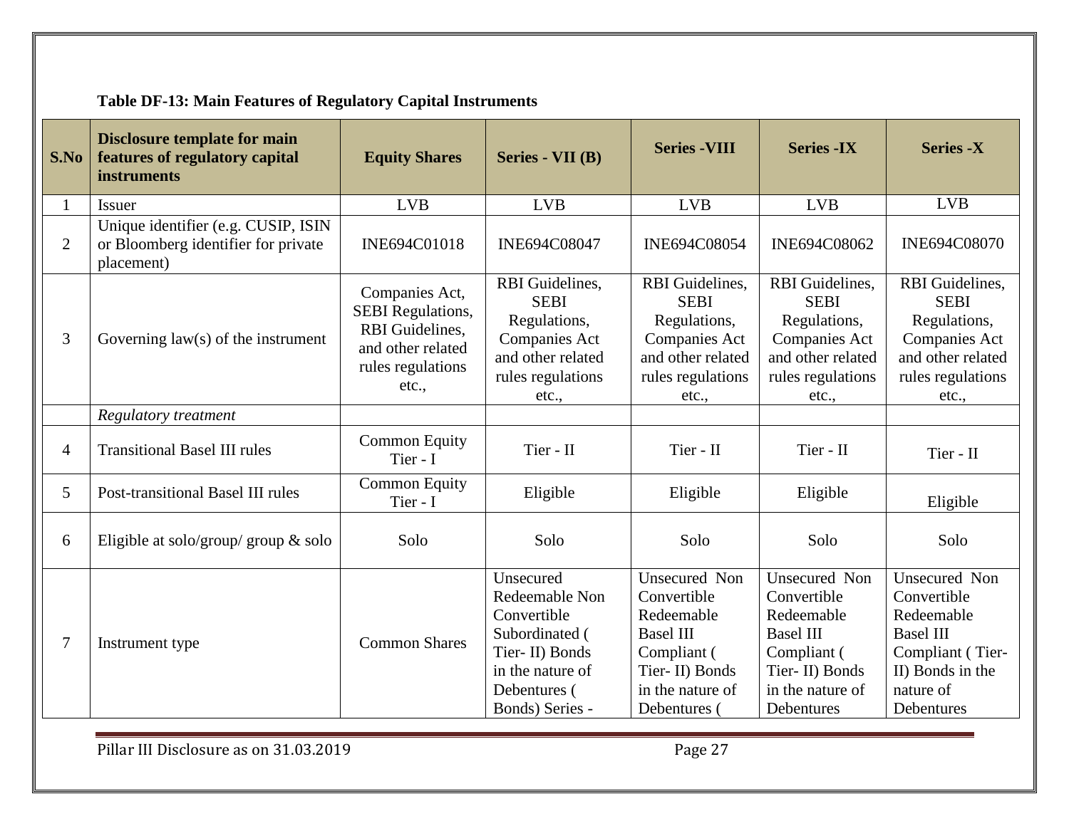**Table DF-13: Main Features of Regulatory Capital Instruments**

| S.No | Disclosure template for main features of regulatory capital instruments | Equity Shares | Series - VII (B) | Series -VIII | Series -IX | Series -X |
|---|---|---|---|---|---|---|
| 1 | Issuer | LVB | LVB | LVB | LVB | LVB |
| 2 | Unique identifier (e.g. CUSIP, ISIN or Bloomberg identifier for private placement) | INE694C01018 | INE694C08047 | INE694C08054 | INE694C08062 | INE694C08070 |
| 3 | Governing law(s) of the instrument | Companies Act, SEBI Regulations, RBI Guidelines, and other related rules regulations etc., | RBI Guidelines, SEBI Regulations, Companies Act and other related rules regulations etc., | RBI Guidelines, SEBI Regulations, Companies Act and other related rules regulations etc., | RBI Guidelines, SEBI Regulations, Companies Act and other related rules regulations etc., | RBI Guidelines, SEBI Regulations, Companies Act and other related rules regulations etc., |
| | *Regulatory treatment* | | | | | |
| 4 | Transitional Basel III rules | Common Equity Tier - I | Tier - II | Tier - II | Tier - II | Tier - II |
| 5 | Post-transitional Basel III rules | Common Equity Tier - I | Eligible | Eligible | Eligible | Eligible |
| 6 | Eligible at solo/group/ group & solo | Solo | Solo | Solo | Solo | Solo |
| 7 | Instrument type | Common Shares | Unsecured Redeemable Non Convertible Subordinated ( Tier- II) Bonds in the nature of Debentures ( Bonds) Series - | Unsecured Non Convertible Redeemable Basel III Compliant ( Tier- II) Bonds in the nature of Debentures ( | Unsecured Non Convertible Redeemable Basel III Compliant ( Tier- II) Bonds in the nature of Debentures | Unsecured Non Convertible Redeemable Basel III Compliant ( Tier- II) Bonds in the nature of Debentures |

Pillar III Disclosure as on 31.03.2019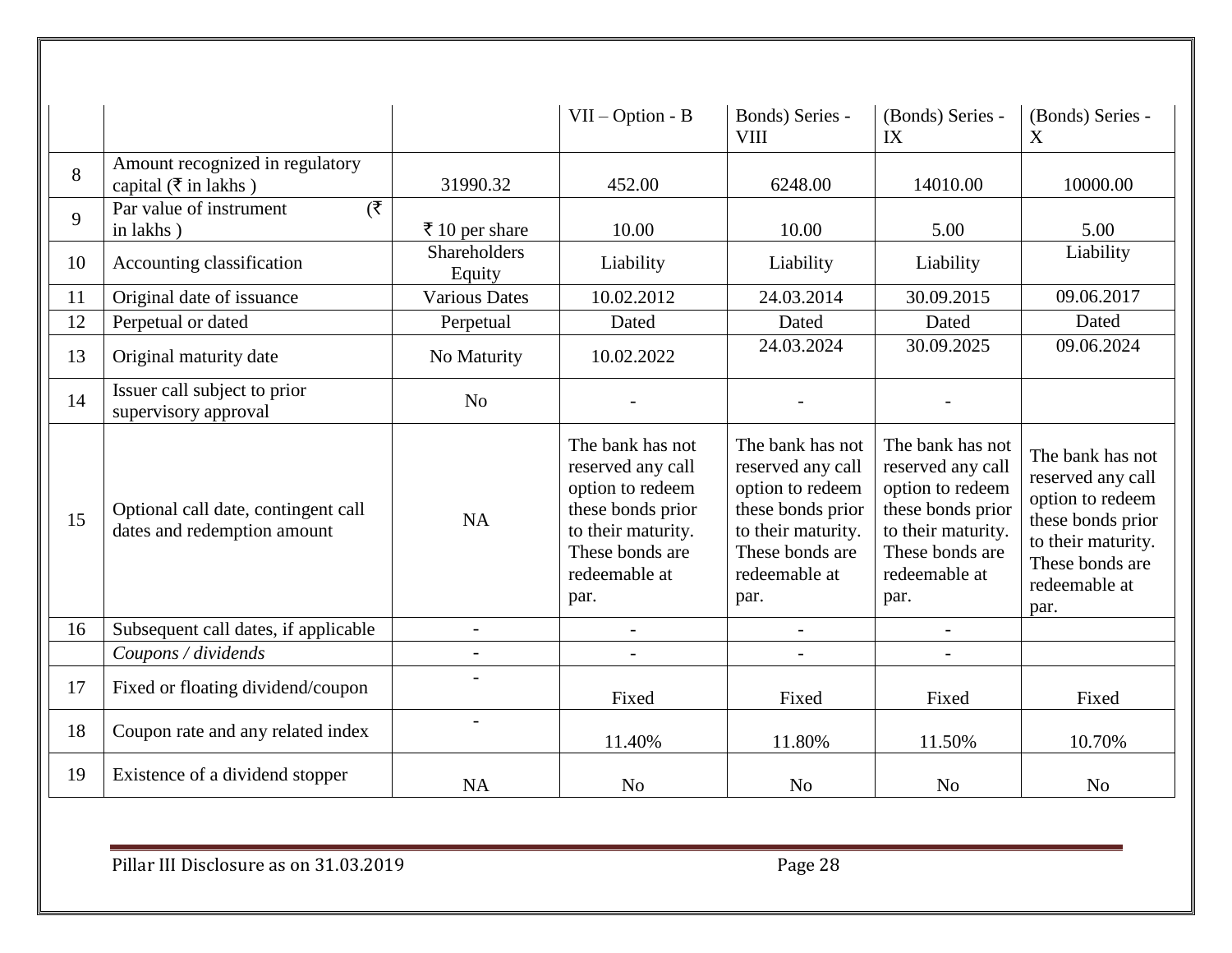| | | | VII – Option - B | Bonds) Series - VIII | (Bonds) Series - IX | (Bonds) Series - X |
|---|---|---|---|---|---|---|
| 8 | Amount recognized in regulatory capital (₹ in lakhs ) | 31990.32 | 452.00 | 6248.00 | 14010.00 | 10000.00 |
| 9 | Par value of instrument (₹ in lakhs ) | ₹ 10 per share | 10.00 | 10.00 | 5.00 | 5.00 |
| 10 | Accounting classification | Shareholders Equity | Liability | Liability | Liability | Liability |
| 11 | Original date of issuance | Various Dates | 10.02.2012 | 24.03.2014 | 30.09.2015 | 09.06.2017 |
| 12 | Perpetual or dated | Perpetual | Dated | Dated | Dated | Dated |
| 13 | Original maturity date | No Maturity | 10.02.2022 | 24.03.2024 | 30.09.2025 | 09.06.2024 |
| 14 | Issuer call subject to prior supervisory approval | No | - | - | - | |
| 15 | Optional call date, contingent call dates and redemption amount | NA | The bank has not reserved any call option to redeem these bonds prior to their maturity. These bonds are redeemable at par. | The bank has not reserved any call option to redeem these bonds prior to their maturity. These bonds are redeemable at par. | The bank has not reserved any call option to redeem these bonds prior to their maturity. These bonds are redeemable at par. | The bank has not reserved any call option to redeem these bonds prior to their maturity. These bonds are redeemable at par. |
| 16 | Subsequent call dates, if applicable | - | - | - | - | |
| | *Coupons / dividends* | - | - | - | - | |
| 17 | Fixed or floating dividend/coupon | - | Fixed | Fixed | Fixed | Fixed |
| 18 | Coupon rate and any related index | - | 11.40% | 11.80% | 11.50% | 10.70% |
| 19 | Existence of a dividend stopper | NA | No | No | No | No |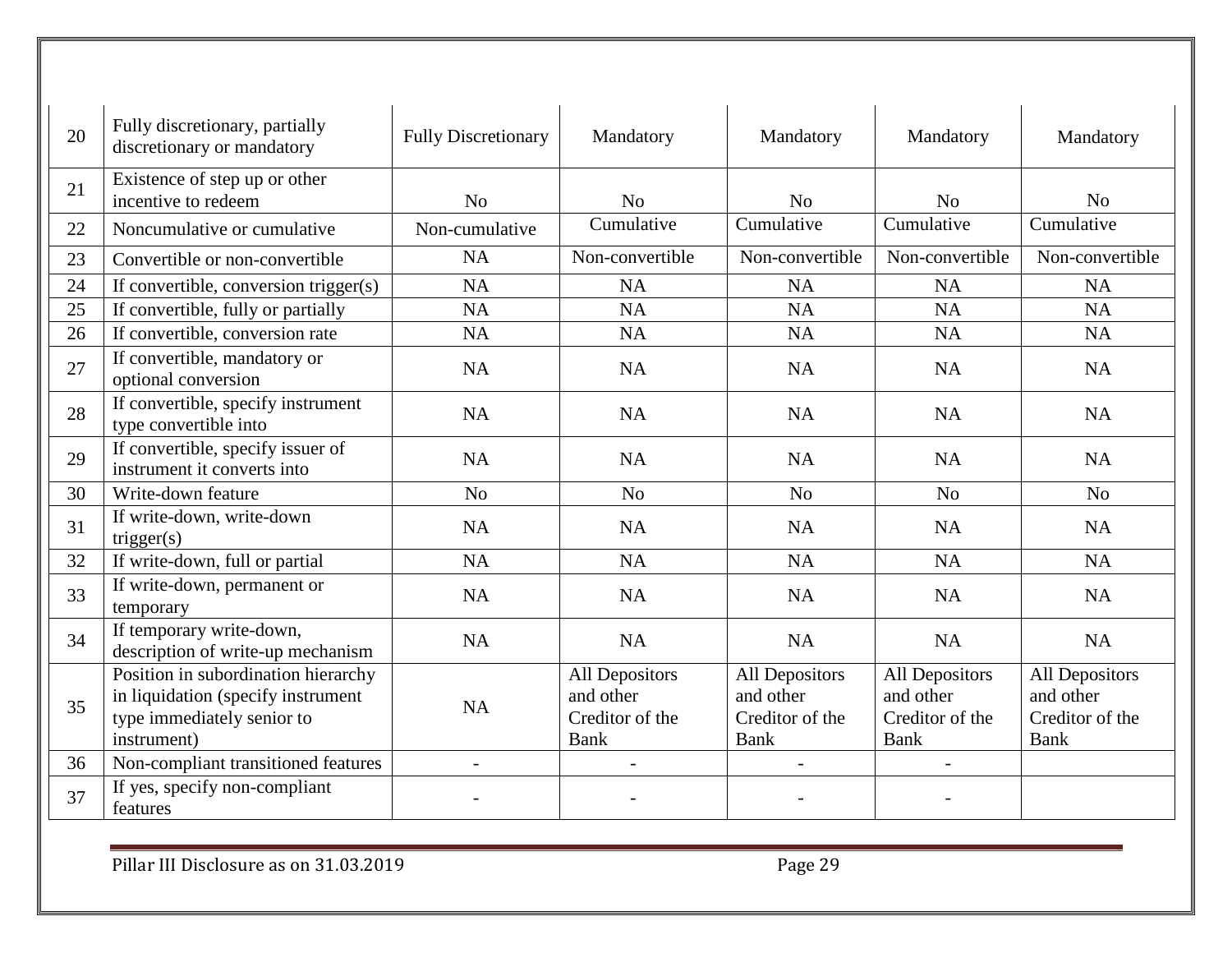| | | | | | | |
|---|---|---|---|---|---|---|
| 20 | Fully discretionary, partially discretionary or mandatory | Fully Discretionary | Mandatory | Mandatory | Mandatory | Mandatory |
| 21 | Existence of step up or other incentive to redeem | No | No | No | No | No |
| 22 | Noncumulative or cumulative | Non-cumulative | Cumulative | Cumulative | Cumulative | Cumulative |
| 23 | Convertible or non-convertible | NA | Non-convertible | Non-convertible | Non-convertible | Non-convertible |
| 24 | If convertible, conversion trigger(s) | NA | NA | NA | NA | NA |
| 25 | If convertible, fully or partially | NA | NA | NA | NA | NA |
| 26 | If convertible, conversion rate | NA | NA | NA | NA | NA |
| 27 | If convertible, mandatory or optional conversion | NA | NA | NA | NA | NA |
| 28 | If convertible, specify instrument type convertible into | NA | NA | NA | NA | NA |
| 29 | If convertible, specify issuer of instrument it converts into | NA | NA | NA | NA | NA |
| 30 | Write-down feature | No | No | No | No | No |
| 31 | If write-down, write-down trigger(s) | NA | NA | NA | NA | NA |
| 32 | If write-down, full or partial | NA | NA | NA | NA | NA |
| 33 | If write-down, permanent or temporary | NA | NA | NA | NA | NA |
| 34 | If temporary write-down, description of write-up mechanism | NA | NA | NA | NA | NA |
| 35 | Position in subordination hierarchy in liquidation (specify instrument type immediately senior to instrument) | NA | All Depositors and other Creditor of the Bank | All Depositors and other Creditor of the Bank | All Depositors and other Creditor of the Bank | All Depositors and other Creditor of the Bank |
| 36 | Non-compliant transitioned features | - | - | - | - | |
| 37 | If yes, specify non-compliant features | - | - | - | - | |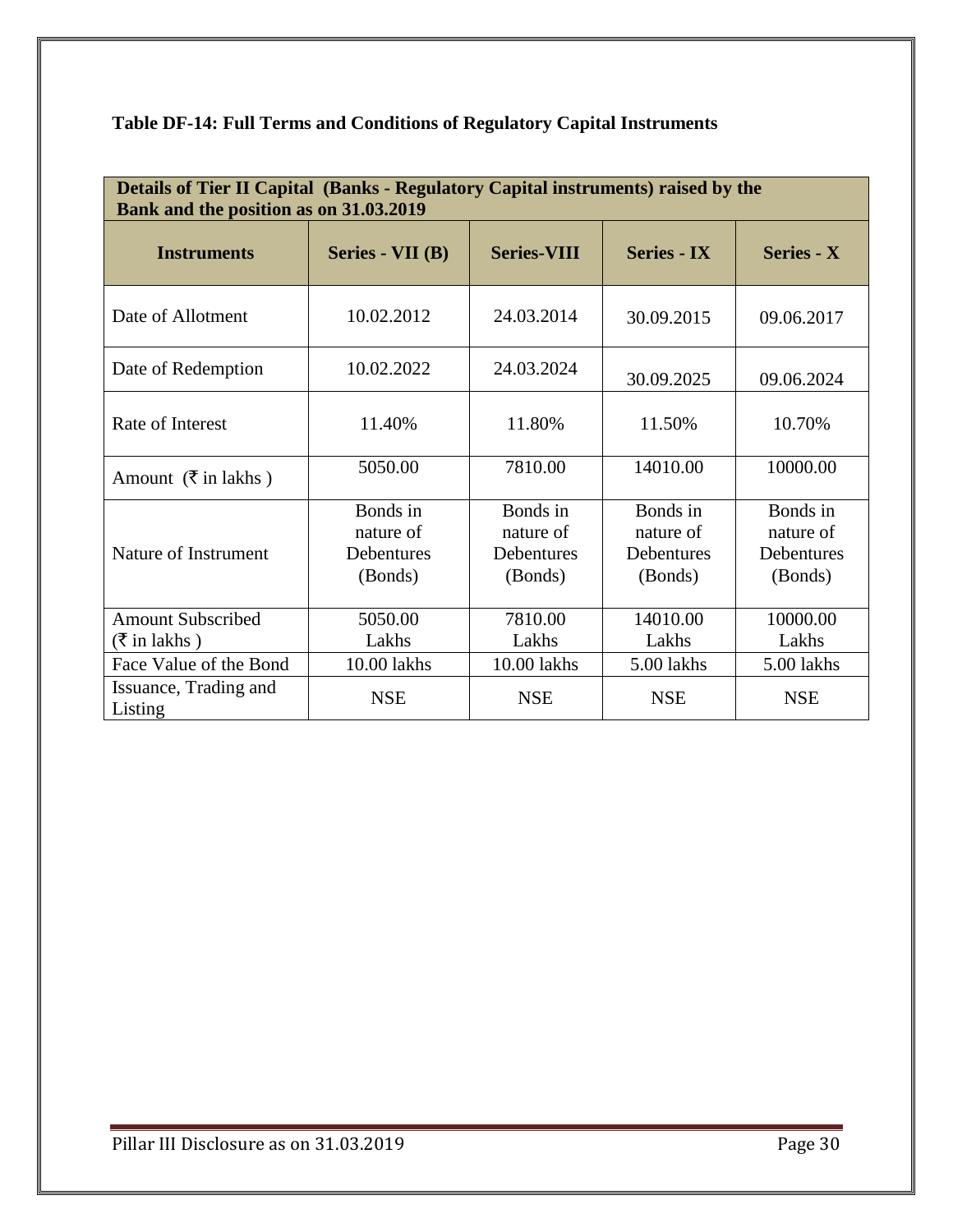**Table DF-14: Full Terms and Conditions of Regulatory Capital Instruments**

| Details of Tier II Capital (Banks - Regulatory Capital instruments) raised by the Bank and the position as on 31.03.2019 | | | | |
|---|---|---|---|---|
| **Instruments** | **Series - VII (B)** | **Series-VIII** | **Series - IX** | **Series - X** |
| Date of Allotment | 10.02.2012 | 24.03.2014 | 30.09.2015 | 09.06.2017 |
| Date of Redemption | 10.02.2022 | 24.03.2024 | 30.09.2025 | 09.06.2024 |
| Rate of Interest | 11.40% | 11.80% | 11.50% | 10.70% |
| Amount (₹ in lakhs ) | 5050.00 | 7810.00 | 14010.00 | 10000.00 |
| Nature of Instrument | Bonds in nature of Debentures (Bonds) | Bonds in nature of Debentures (Bonds) | Bonds in nature of Debentures (Bonds) | Bonds in nature of Debentures (Bonds) |
| Amount Subscribed (₹ in lakhs ) | 5050.00 Lakhs | 7810.00 Lakhs | 14010.00 Lakhs | 10000.00 Lakhs |
| Face Value of the Bond | 10.00 lakhs | 10.00 lakhs | 5.00 lakhs | 5.00 lakhs |
| Issuance, Trading and Listing | NSE | NSE | NSE | NSE |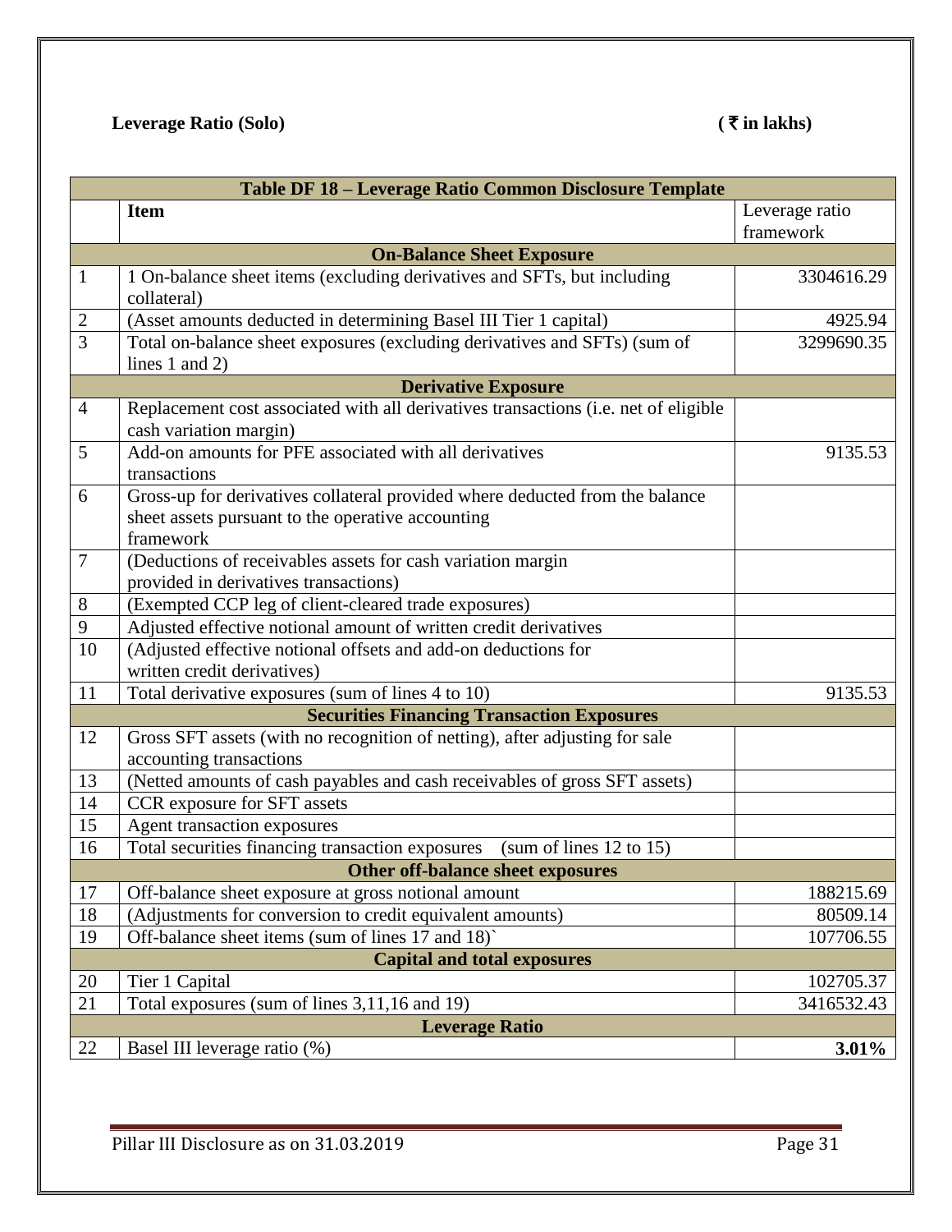**Leverage Ratio (Solo)** **( ₹ in lakhs)**

| | | |
|---|---|---|
| **Table DF 18 – Leverage Ratio Common Disclosure Template** | | |
| | **Item** | Leverage ratio framework |
| **On-Balance Sheet Exposure** | | |
| 1 | 1 On-balance sheet items (excluding derivatives and SFTs, but including collateral) | 3304616.29 |
| 2 | (Asset amounts deducted in determining Basel III Tier 1 capital) | 4925.94 |
| 3 | Total on-balance sheet exposures (excluding derivatives and SFTs) (sum of lines 1 and 2) | 3299690.35 |
| **Derivative Exposure** | | |
| 4 | Replacement cost associated with all derivatives transactions (i.e. net of eligible cash variation margin) | |
| 5 | Add-on amounts for PFE associated with all derivatives transactions | 9135.53 |
| 6 | Gross-up for derivatives collateral provided where deducted from the balance sheet assets pursuant to the operative accounting framework | |
| 7 | (Deductions of receivables assets for cash variation margin provided in derivatives transactions) | |
| 8 | (Exempted CCP leg of client-cleared trade exposures) | |
| 9 | Adjusted effective notional amount of written credit derivatives | |
| 10 | (Adjusted effective notional offsets and add-on deductions for written credit derivatives) | |
| 11 | Total derivative exposures (sum of lines 4 to 10) | 9135.53 |
| **Securities Financing Transaction Exposures** | | |
| 12 | Gross SFT assets (with no recognition of netting), after adjusting for sale accounting transactions | |
| 13 | (Netted amounts of cash payables and cash receivables of gross SFT assets) | |
| 14 | CCR exposure for SFT assets | |
| 15 | Agent transaction exposures | |
| 16 | Total securities financing transaction exposures (sum of lines 12 to 15) | |
| **Other off-balance sheet exposures** | | |
| 17 | Off-balance sheet exposure at gross notional amount | 188215.69 |
| 18 | (Adjustments for conversion to credit equivalent amounts) | 80509.14 |
| 19 | Off-balance sheet items (sum of lines 17 and 18)` | 107706.55 |
| **Capital and total exposures** | | |
| 20 | Tier 1 Capital | 102705.37 |
| 21 | Total exposures (sum of lines 3,11,16 and 19) | 3416532.43 |
| **Leverage Ratio** | | |
| 22 | Basel III leverage ratio (%) | **3.01%** |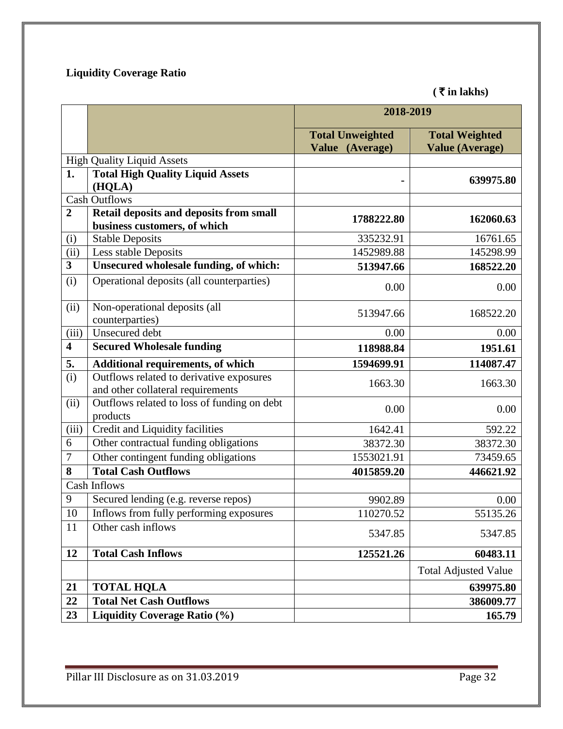## Liquidity Coverage Ratio

**( ₹ in lakhs)**

| | | 2018-2019 | |
|---|---|---|---|
| | | **Total Unweighted Value (Average)** | **Total Weighted Value (Average)** |
| High Quality Liquid Assets | | | |
| **1.** | **Total High Quality Liquid Assets (HQLA)** | **-** | **639975.80** |
| Cash Outflows | | | |
| **2** | **Retail deposits and deposits from small business customers, of which** | **1788222.80** | **162060.63** |
| (i) | Stable Deposits | 335232.91 | 16761.65 |
| (ii) | Less stable Deposits | 1452989.88 | 145298.99 |
| **3** | **Unsecured wholesale funding, of which:** | **513947.66** | **168522.20** |
| (i) | Operational deposits (all counterparties) | 0.00 | 0.00 |
| (ii) | Non-operational deposits (all counterparties) | 513947.66 | 168522.20 |
| (iii) | Unsecured debt | 0.00 | 0.00 |
| **4** | **Secured Wholesale funding** | **118988.84** | **1951.61** |
| **5.** | **Additional requirements, of which** | **1594699.91** | **114087.47** |
| (i) | Outflows related to derivative exposures and other collateral requirements | 1663.30 | 1663.30 |
| (ii) | Outflows related to loss of funding on debt products | 0.00 | 0.00 |
| (iii) | Credit and Liquidity facilities | 1642.41 | 592.22 |
| 6 | Other contractual funding obligations | 38372.30 | 38372.30 |
| 7 | Other contingent funding obligations | 1553021.91 | 73459.65 |
| **8** | **Total Cash Outflows** | **4015859.20** | **446621.92** |
| Cash Inflows | | | |
| 9 | Secured lending (e.g. reverse repos) | 9902.89 | 0.00 |
| 10 | Inflows from fully performing exposures | 110270.52 | 55135.26 |
| 11 | Other cash inflows | 5347.85 | 5347.85 |
| **12** | **Total Cash Inflows** | **125521.26** | **60483.11** |
| | | | Total Adjusted Value |
| **21** | **TOTAL HQLA** | | **639975.80** |
| **22** | **Total Net Cash Outflows** | | **386009.77** |
| **23** | **Liquidity Coverage Ratio (%)** | | **165.79** |